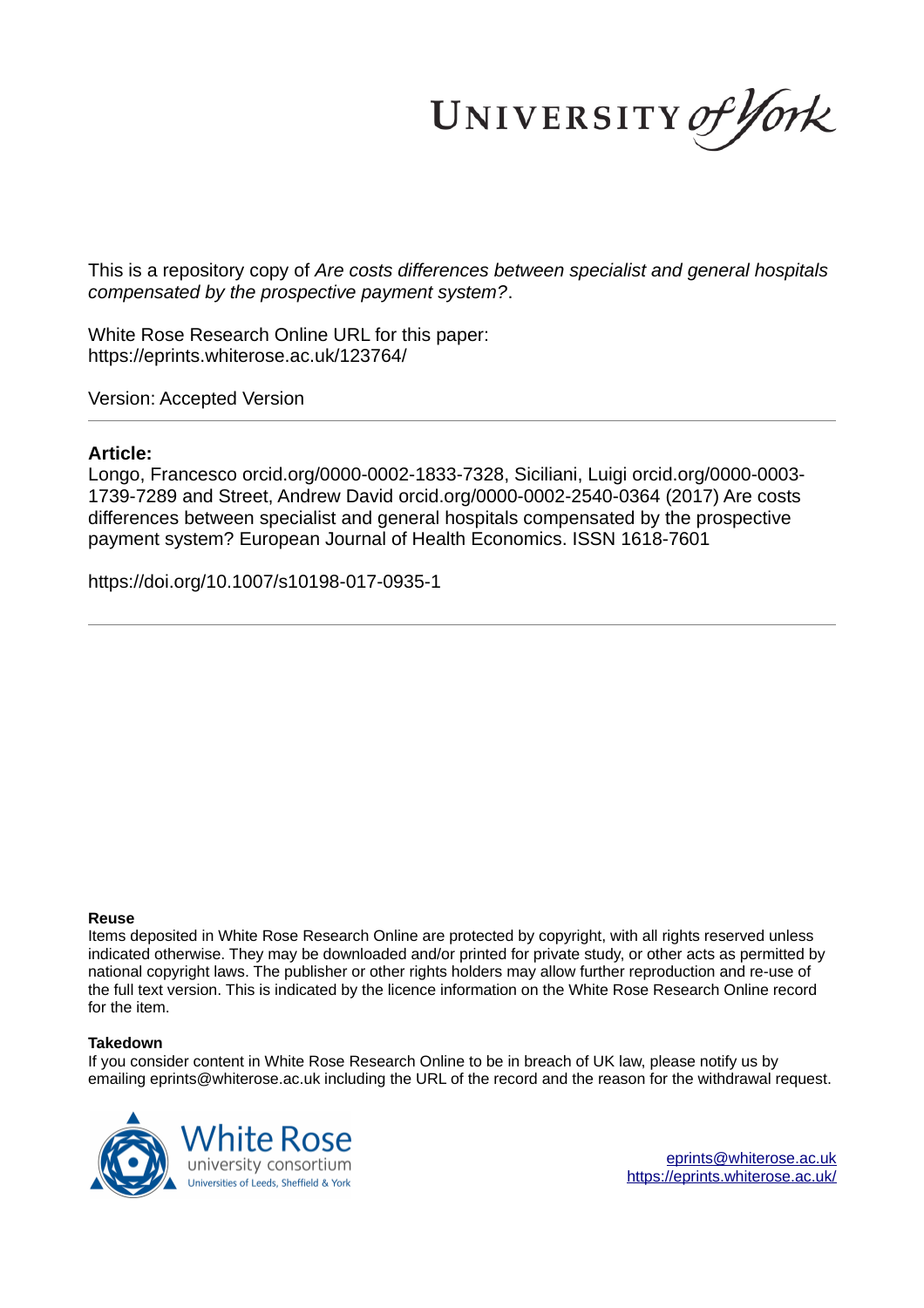UNIVERSITY of York

This is a repository copy of *Are costs differences between specialist and general hospitals compensated by the prospective payment system?*.

White Rose Research Online URL for this paper:
https://eprints.whiterose.ac.uk/123764/

Version: Accepted Version

**Article:**

Longo, Francesco orcid.org/0000-0002-1833-7328, Siciliani, Luigi orcid.org/0000-0003-1739-7289 and Street, Andrew David orcid.org/0000-0002-2540-0364 (2017) Are costs differences between specialist and general hospitals compensated by the prospective payment system? European Journal of Health Economics. ISSN 1618-7601

https://doi.org/10.1007/s10198-017-0935-1

**Reuse**

Items deposited in White Rose Research Online are protected by copyright, with all rights reserved unless indicated otherwise. They may be downloaded and/or printed for private study, or other acts as permitted by national copyright laws. The publisher or other rights holders may allow further reproduction and re-use of the full text version. This is indicated by the licence information on the White Rose Research Online record for the item.

**Takedown**

If you consider content in White Rose Research Online to be in breach of UK law, please notify us by emailing eprints@whiterose.ac.uk including the URL of the record and the reason for the withdrawal request.

White Rose university consortium
Universities of Leeds, Sheffield & York

eprints@whiterose.ac.uk
https://eprints.whiterose.ac.uk/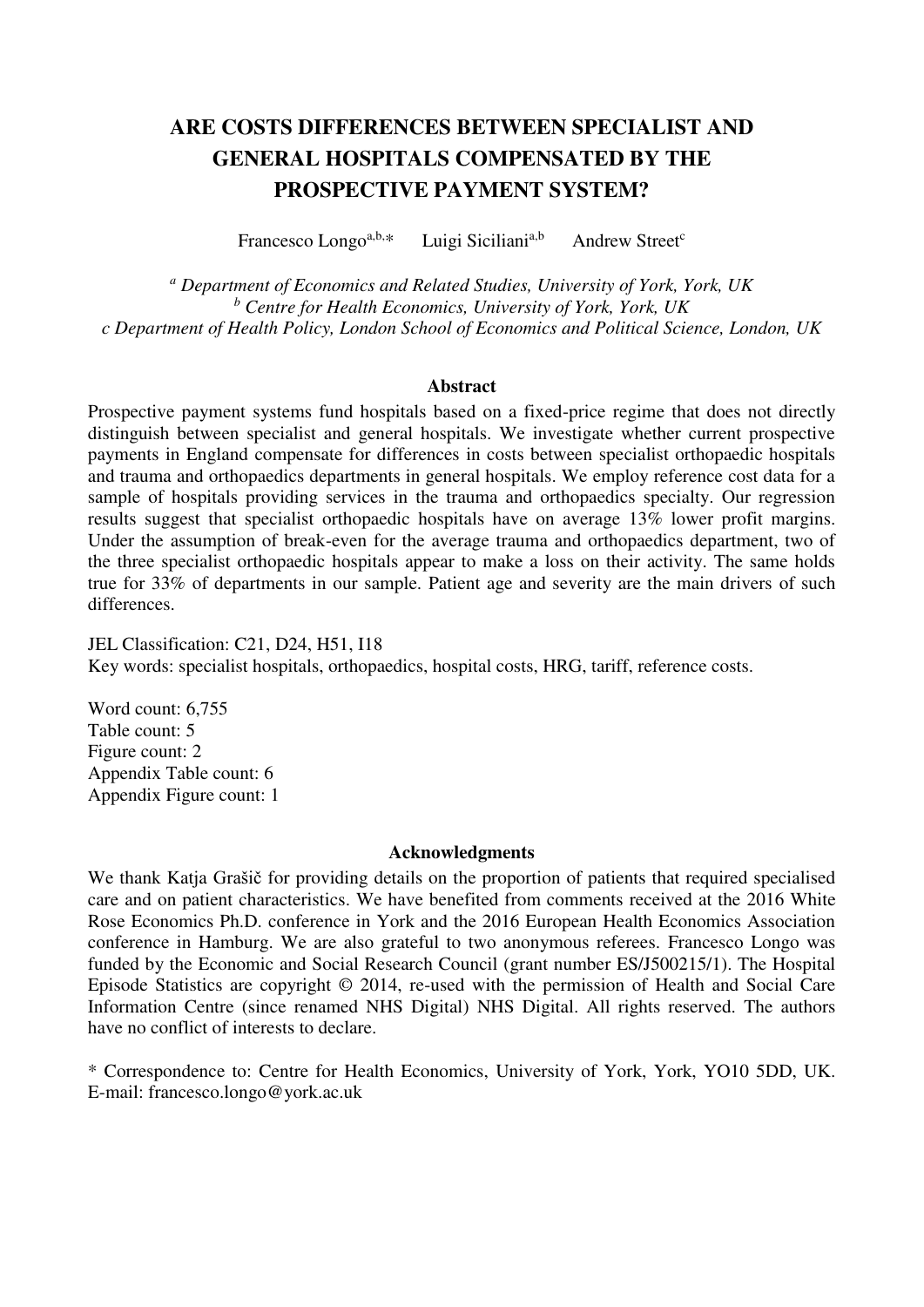# ARE COSTS DIFFERENCES BETWEEN SPECIALIST AND GENERAL HOSPITALS COMPENSATED BY THE PROSPECTIVE PAYMENT SYSTEM?

Francesco Longo[a,b,*] Luigi Siciliani[a,b] Andrew Street[c]

[a] *Department of Economics and Related Studies, University of York, York, UK*
[b] *Centre for Health Economics, University of York, York, UK*
*c Department of Health Policy, London School of Economics and Political Science, London, UK*

### Abstract

Prospective payment systems fund hospitals based on a fixed-price regime that does not directly distinguish between specialist and general hospitals. We investigate whether current prospective payments in England compensate for differences in costs between specialist orthopaedic hospitals and trauma and orthopaedics departments in general hospitals. We employ reference cost data for a sample of hospitals providing services in the trauma and orthopaedics specialty. Our regression results suggest that specialist orthopaedic hospitals have on average 13% lower profit margins. Under the assumption of break-even for the average trauma and orthopaedics department, two of the three specialist orthopaedic hospitals appear to make a loss on their activity. The same holds true for 33% of departments in our sample. Patient age and severity are the main drivers of such differences.

JEL Classification: C21, D24, H51, I18
Key words: specialist hospitals, orthopaedics, hospital costs, HRG, tariff, reference costs.

Word count: 6,755
Table count: 5
Figure count: 2
Appendix Table count: 6
Appendix Figure count: 1

### Acknowledgments

We thank Katja Grašič for providing details on the proportion of patients that required specialised care and on patient characteristics. We have benefited from comments received at the 2016 White Rose Economics Ph.D. conference in York and the 2016 European Health Economics Association conference in Hamburg. We are also grateful to two anonymous referees. Francesco Longo was funded by the Economic and Social Research Council (grant number ES/J500215/1). The Hospital Episode Statistics are copyright © 2014, re-used with the permission of Health and Social Care Information Centre (since renamed NHS Digital) NHS Digital. All rights reserved. The authors have no conflict of interests to declare.

\* Correspondence to: Centre for Health Economics, University of York, York, YO10 5DD, UK. E-mail: francesco.longo@york.ac.uk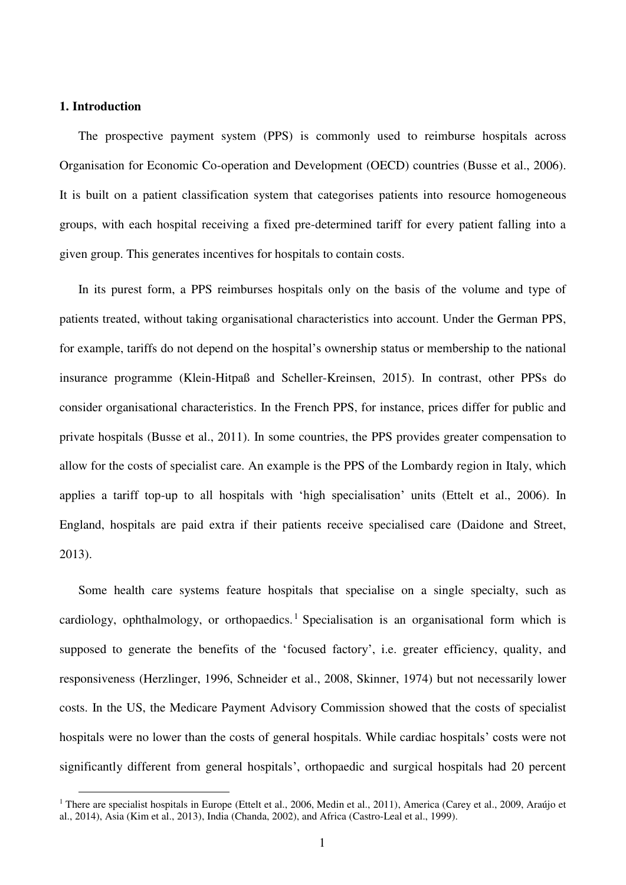## 1. Introduction

The prospective payment system (PPS) is commonly used to reimburse hospitals across Organisation for Economic Co-operation and Development (OECD) countries (Busse et al., 2006). It is built on a patient classification system that categorises patients into resource homogeneous groups, with each hospital receiving a fixed pre-determined tariff for every patient falling into a given group. This generates incentives for hospitals to contain costs.

In its purest form, a PPS reimburses hospitals only on the basis of the volume and type of patients treated, without taking organisational characteristics into account. Under the German PPS, for example, tariffs do not depend on the hospital's ownership status or membership to the national insurance programme (Klein-Hitpaß and Scheller-Kreinsen, 2015). In contrast, other PPSs do consider organisational characteristics. In the French PPS, for instance, prices differ for public and private hospitals (Busse et al., 2011). In some countries, the PPS provides greater compensation to allow for the costs of specialist care. An example is the PPS of the Lombardy region in Italy, which applies a tariff top-up to all hospitals with 'high specialisation' units (Ettelt et al., 2006). In England, hospitals are paid extra if their patients receive specialised care (Daidone and Street, 2013).

Some health care systems feature hospitals that specialise on a single specialty, such as cardiology, ophthalmology, or orthopaedics.[1] Specialisation is an organisational form which is supposed to generate the benefits of the 'focused factory', i.e. greater efficiency, quality, and responsiveness (Herzlinger, 1996, Schneider et al., 2008, Skinner, 1974) but not necessarily lower costs. In the US, the Medicare Payment Advisory Commission showed that the costs of specialist hospitals were no lower than the costs of general hospitals. While cardiac hospitals' costs were not significantly different from general hospitals', orthopaedic and surgical hospitals had 20 percent

[1] There are specialist hospitals in Europe (Ettelt et al., 2006, Medin et al., 2011), America (Carey et al., 2009, Araújo et al., 2014), Asia (Kim et al., 2013), India (Chanda, 2002), and Africa (Castro-Leal et al., 1999).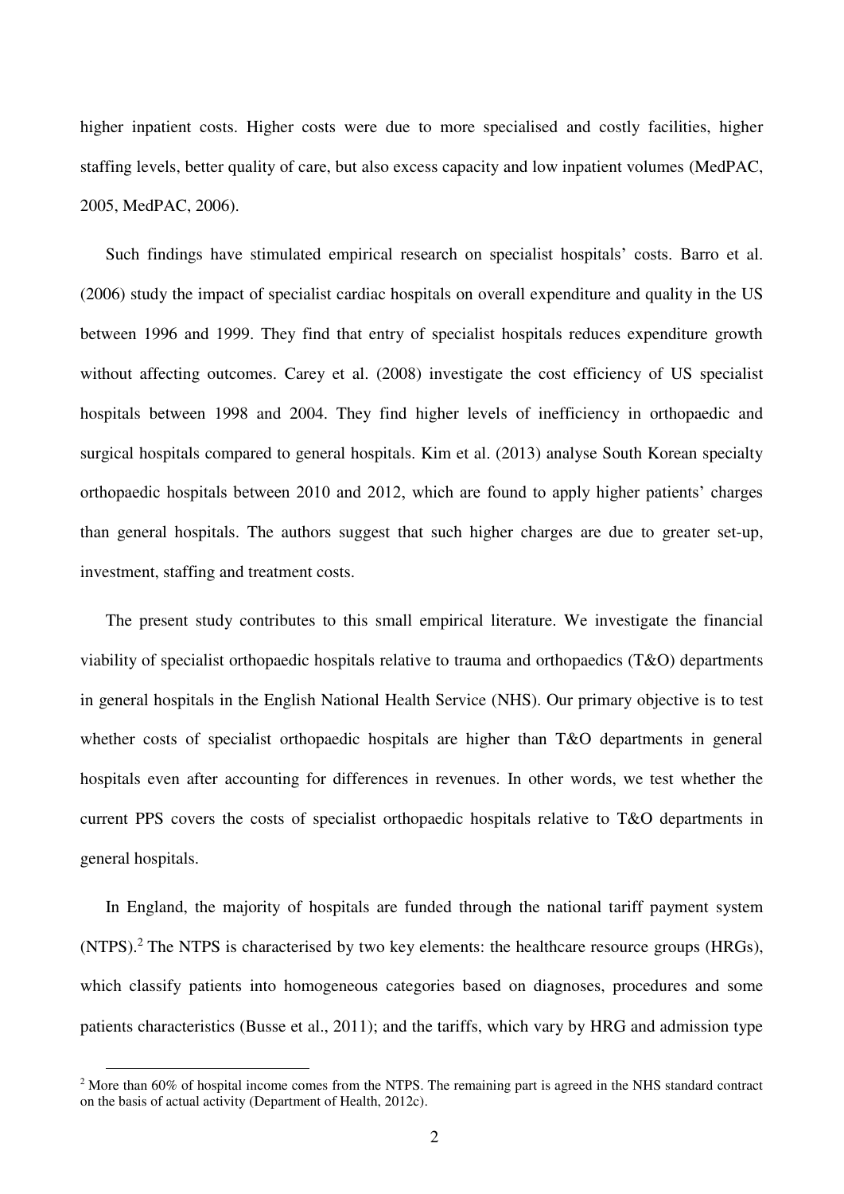higher inpatient costs. Higher costs were due to more specialised and costly facilities, higher staffing levels, better quality of care, but also excess capacity and low inpatient volumes (MedPAC, 2005, MedPAC, 2006).

Such findings have stimulated empirical research on specialist hospitals' costs. Barro et al. (2006) study the impact of specialist cardiac hospitals on overall expenditure and quality in the US between 1996 and 1999. They find that entry of specialist hospitals reduces expenditure growth without affecting outcomes. Carey et al. (2008) investigate the cost efficiency of US specialist hospitals between 1998 and 2004. They find higher levels of inefficiency in orthopaedic and surgical hospitals compared to general hospitals. Kim et al. (2013) analyse South Korean specialty orthopaedic hospitals between 2010 and 2012, which are found to apply higher patients' charges than general hospitals. The authors suggest that such higher charges are due to greater set-up, investment, staffing and treatment costs.

The present study contributes to this small empirical literature. We investigate the financial viability of specialist orthopaedic hospitals relative to trauma and orthopaedics (T&O) departments in general hospitals in the English National Health Service (NHS). Our primary objective is to test whether costs of specialist orthopaedic hospitals are higher than T&O departments in general hospitals even after accounting for differences in revenues. In other words, we test whether the current PPS covers the costs of specialist orthopaedic hospitals relative to T&O departments in general hospitals.

In England, the majority of hospitals are funded through the national tariff payment system (NTPS).[2] The NTPS is characterised by two key elements: the healthcare resource groups (HRGs), which classify patients into homogeneous categories based on diagnoses, procedures and some patients characteristics (Busse et al., 2011); and the tariffs, which vary by HRG and admission type

[2] More than 60% of hospital income comes from the NTPS. The remaining part is agreed in the NHS standard contract on the basis of actual activity (Department of Health, 2012c).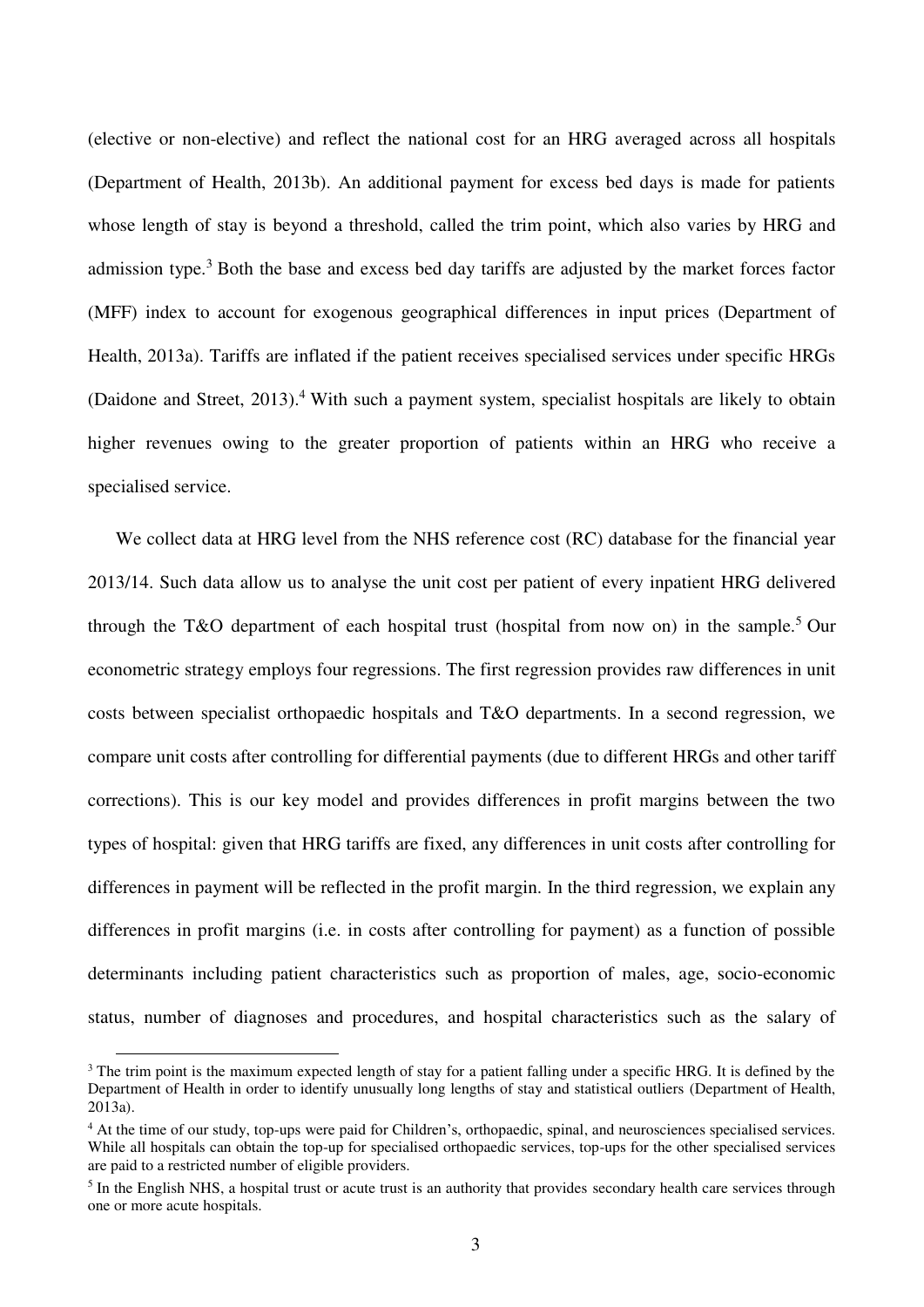(elective or non-elective) and reflect the national cost for an HRG averaged across all hospitals (Department of Health, 2013b). An additional payment for excess bed days is made for patients whose length of stay is beyond a threshold, called the trim point, which also varies by HRG and admission type.[3] Both the base and excess bed day tariffs are adjusted by the market forces factor (MFF) index to account for exogenous geographical differences in input prices (Department of Health, 2013a). Tariffs are inflated if the patient receives specialised services under specific HRGs (Daidone and Street, 2013).[4] With such a payment system, specialist hospitals are likely to obtain higher revenues owing to the greater proportion of patients within an HRG who receive a specialised service.

We collect data at HRG level from the NHS reference cost (RC) database for the financial year 2013/14. Such data allow us to analyse the unit cost per patient of every inpatient HRG delivered through the T&O department of each hospital trust (hospital from now on) in the sample.[5] Our econometric strategy employs four regressions. The first regression provides raw differences in unit costs between specialist orthopaedic hospitals and T&O departments. In a second regression, we compare unit costs after controlling for differential payments (due to different HRGs and other tariff corrections). This is our key model and provides differences in profit margins between the two types of hospital: given that HRG tariffs are fixed, any differences in unit costs after controlling for differences in payment will be reflected in the profit margin. In the third regression, we explain any differences in profit margins (i.e. in costs after controlling for payment) as a function of possible determinants including patient characteristics such as proportion of males, age, socio-economic status, number of diagnoses and procedures, and hospital characteristics such as the salary of

---

[3] The trim point is the maximum expected length of stay for a patient falling under a specific HRG. It is defined by the Department of Health in order to identify unusually long lengths of stay and statistical outliers (Department of Health, 2013a).

[4] At the time of our study, top-ups were paid for Children's, orthopaedic, spinal, and neurosciences specialised services. While all hospitals can obtain the top-up for specialised orthopaedic services, top-ups for the other specialised services are paid to a restricted number of eligible providers.

[5] In the English NHS, a hospital trust or acute trust is an authority that provides secondary health care services through one or more acute hospitals.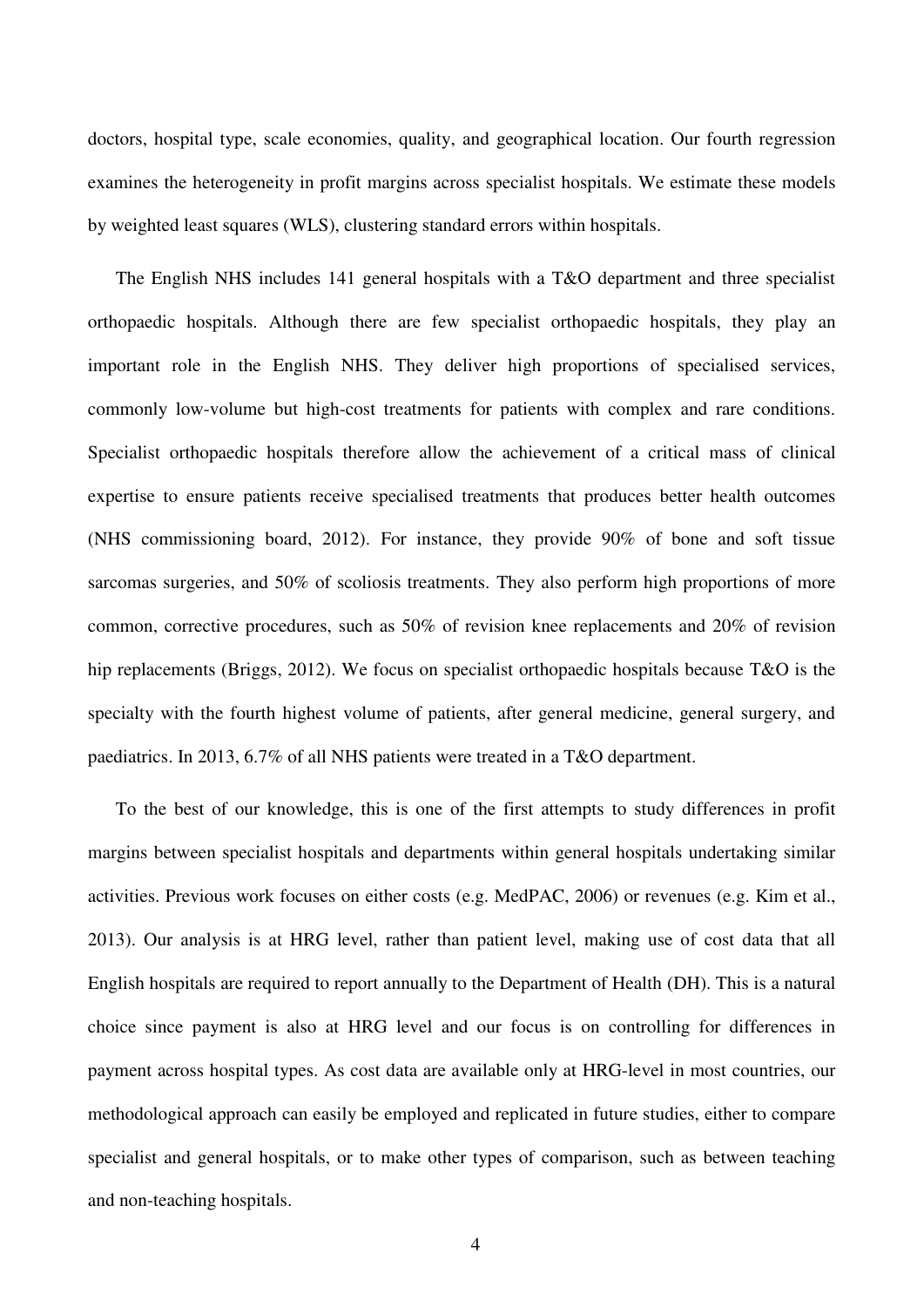doctors, hospital type, scale economies, quality, and geographical location. Our fourth regression examines the heterogeneity in profit margins across specialist hospitals. We estimate these models by weighted least squares (WLS), clustering standard errors within hospitals.

The English NHS includes 141 general hospitals with a T&O department and three specialist orthopaedic hospitals. Although there are few specialist orthopaedic hospitals, they play an important role in the English NHS. They deliver high proportions of specialised services, commonly low-volume but high-cost treatments for patients with complex and rare conditions. Specialist orthopaedic hospitals therefore allow the achievement of a critical mass of clinical expertise to ensure patients receive specialised treatments that produces better health outcomes (NHS commissioning board, 2012). For instance, they provide 90% of bone and soft tissue sarcomas surgeries, and 50% of scoliosis treatments. They also perform high proportions of more common, corrective procedures, such as 50% of revision knee replacements and 20% of revision hip replacements (Briggs, 2012). We focus on specialist orthopaedic hospitals because T&O is the specialty with the fourth highest volume of patients, after general medicine, general surgery, and paediatrics. In 2013, 6.7% of all NHS patients were treated in a T&O department.

To the best of our knowledge, this is one of the first attempts to study differences in profit margins between specialist hospitals and departments within general hospitals undertaking similar activities. Previous work focuses on either costs (e.g. MedPAC, 2006) or revenues (e.g. Kim et al., 2013). Our analysis is at HRG level, rather than patient level, making use of cost data that all English hospitals are required to report annually to the Department of Health (DH). This is a natural choice since payment is also at HRG level and our focus is on controlling for differences in payment across hospital types. As cost data are available only at HRG-level in most countries, our methodological approach can easily be employed and replicated in future studies, either to compare specialist and general hospitals, or to make other types of comparison, such as between teaching and non-teaching hospitals.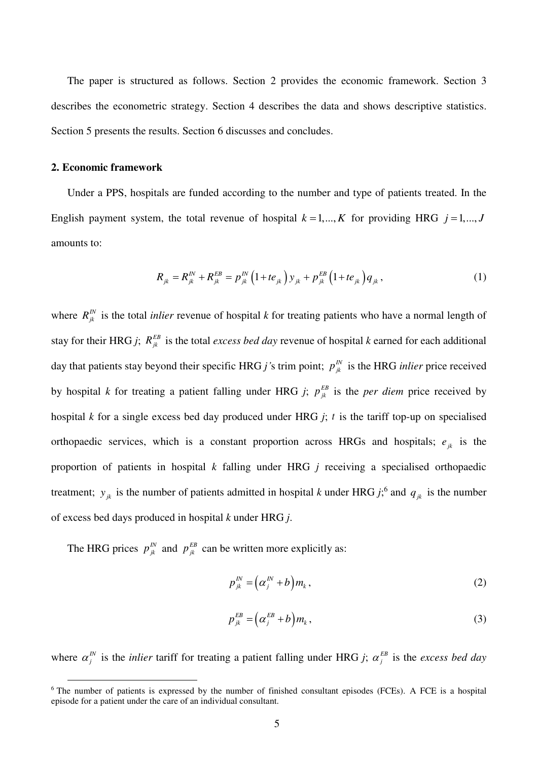The paper is structured as follows. Section 2 provides the economic framework. Section 3 describes the econometric strategy. Section 4 describes the data and shows descriptive statistics. Section 5 presents the results. Section 6 discusses and concludes.

## 2. Economic framework

Under a PPS, hospitals are funded according to the number and type of patients treated. In the English payment system, the total revenue of hospital $k = 1,...,K$ for providing HRG $j = 1,...,J$ amounts to:

$$R_{jk} = R_{jk}^{IN} + R_{jk}^{EB} = p_{jk}^{IN}\left(1 + te_{jk}\right)y_{jk} + p_{jk}^{EB}\left(1 + te_{jk}\right)q_{jk}, \tag{1}$$

where $R_{jk}^{IN}$ is the total *inlier* revenue of hospital *k* for treating patients who have a normal length of stay for their HRG *j*; $R_{jk}^{EB}$ is the total *excess bed day* revenue of hospital *k* earned for each additional day that patients stay beyond their specific HRG *j'*s trim point; $p_{jk}^{IN}$ is the HRG *inlier* price received by hospital *k* for treating a patient falling under HRG *j*; $p_{jk}^{EB}$ is the *per diem* price received by hospital *k* for a single excess bed day produced under HRG *j*; $t$ is the tariff top-up on specialised orthopaedic services, which is a constant proportion across HRGs and hospitals; $e_{jk}$ is the proportion of patients in hospital *k* falling under HRG *j* receiving a specialised orthopaedic treatment; $y_{jk}$ is the number of patients admitted in hospital *k* under HRG *j*;[6] and $q_{jk}$ is the number of excess bed days produced in hospital *k* under HRG *j*.

The HRG prices $p_{jk}^{IN}$ and $p_{jk}^{EB}$ can be written more explicitly as:

$$p_{jk}^{IN} = \left(\alpha_j^{IN} + b\right)m_k, \tag{2}$$

$$p_{jk}^{EB} = \left(\alpha_j^{EB} + b\right)m_k, \tag{3}$$

where $\alpha_j^{IN}$ is the *inlier* tariff for treating a patient falling under HRG *j*; $\alpha_j^{EB}$ is the *excess bed day*

[6] The number of patients is expressed by the number of finished consultant episodes (FCEs). A FCE is a hospital episode for a patient under the care of an individual consultant.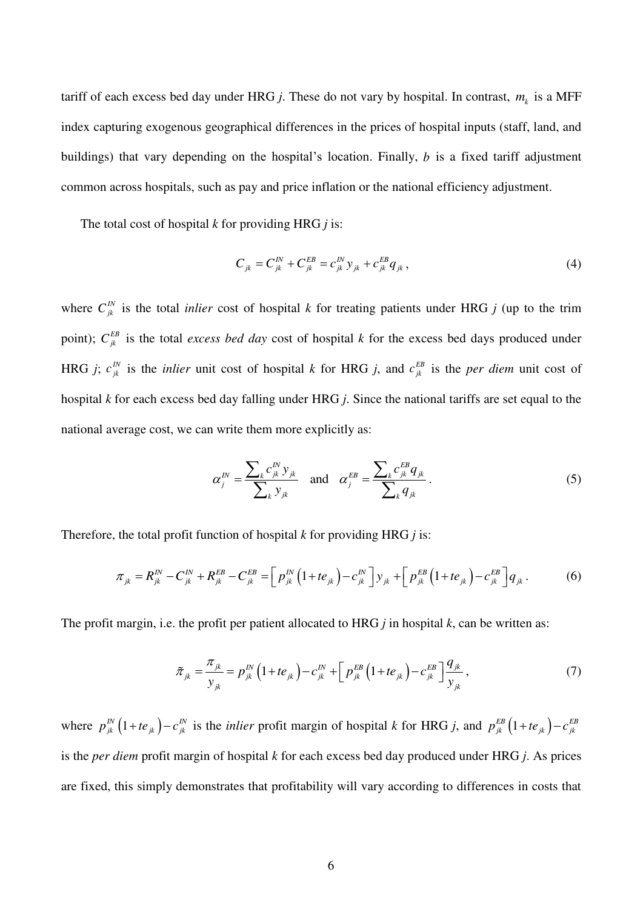tariff of each excess bed day under HRG *j*. These do not vary by hospital. In contrast, $m_k$ is a MFF index capturing exogenous geographical differences in the prices of hospital inputs (staff, land, and buildings) that vary depending on the hospital's location. Finally, *b* is a fixed tariff adjustment common across hospitals, such as pay and price inflation or the national efficiency adjustment.

The total cost of hospital *k* for providing HRG *j* is:

$$C_{jk} = C_{jk}^{IN} + C_{jk}^{EB} = c_{jk}^{IN} y_{jk} + c_{jk}^{EB} q_{jk}, \tag{4}$$

where $C_{jk}^{IN}$ is the total *inlier* cost of hospital *k* for treating patients under HRG *j* (up to the trim point); $C_{jk}^{EB}$ is the total *excess bed day* cost of hospital *k* for the excess bed days produced under HRG *j*; $c_{jk}^{IN}$ is the *inlier* unit cost of hospital *k* for HRG *j*, and $c_{jk}^{EB}$ is the *per diem* unit cost of hospital *k* for each excess bed day falling under HRG *j*. Since the national tariffs are set equal to the national average cost, we can write them more explicitly as:

$$\alpha_j^{IN} = \frac{\sum_k c_{jk}^{IN} y_{jk}}{\sum_k y_{jk}} \quad \text{and} \quad \alpha_j^{EB} = \frac{\sum_k c_{jk}^{EB} q_{jk}}{\sum_k q_{jk}}. \tag{5}$$

Therefore, the total profit function of hospital *k* for providing HRG *j* is:

$$\pi_{jk} = R_{jk}^{IN} - C_{jk}^{IN} + R_{jk}^{EB} - C_{jk}^{EB} = \left[ p_{jk}^{IN} \left(1 + te_{jk}\right) - c_{jk}^{IN} \right] y_{jk} + \left[ p_{jk}^{EB} \left(1 + te_{jk}\right) - c_{jk}^{EB} \right] q_{jk}. \tag{6}$$

The profit margin, i.e. the profit per patient allocated to HRG *j* in hospital *k*, can be written as:

$$\tilde{\pi}_{jk} = \frac{\pi_{jk}}{y_{jk}} = p_{jk}^{IN} \left(1 + te_{jk}\right) - c_{jk}^{IN} + \left[ p_{jk}^{EB} \left(1 + te_{jk}\right) - c_{jk}^{EB} \right] \frac{q_{jk}}{y_{jk}}, \tag{7}$$

where $p_{jk}^{IN}\left(1 + te_{jk}\right) - c_{jk}^{IN}$ is the *inlier* profit margin of hospital *k* for HRG *j*, and $p_{jk}^{EB}\left(1 + te_{jk}\right) - c_{jk}^{EB}$ is the *per diem* profit margin of hospital *k* for each excess bed day produced under HRG *j*. As prices are fixed, this simply demonstrates that profitability will vary according to differences in costs that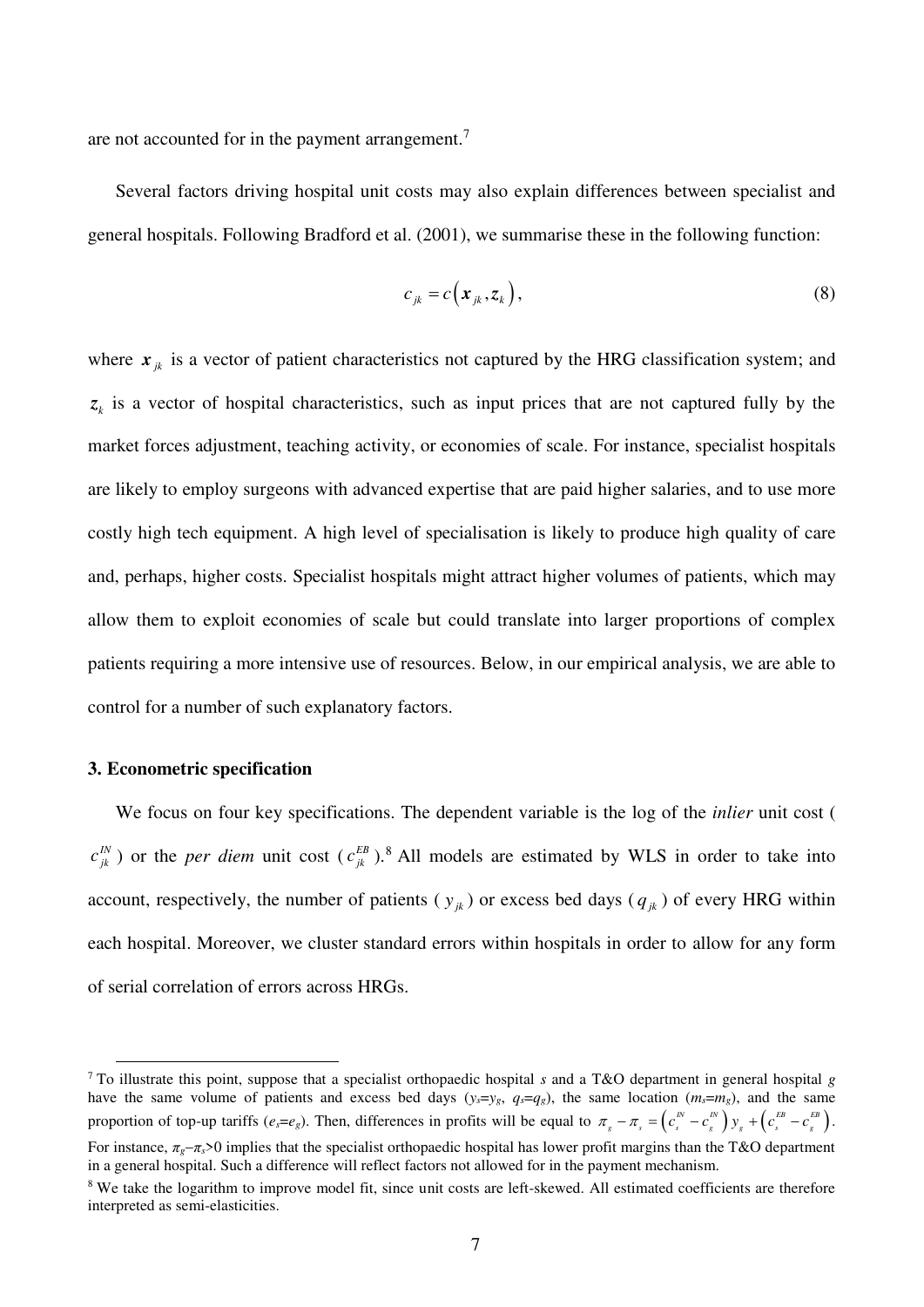are not accounted for in the payment arrangement.[7]

Several factors driving hospital unit costs may also explain differences between specialist and general hospitals. Following Bradford et al. (2001), we summarise these in the following function:

$$c_{jk} = c\left(\boldsymbol{x}_{jk}, \boldsymbol{z}_k\right), \tag{8}$$

where $\boldsymbol{x}_{jk}$ is a vector of patient characteristics not captured by the HRG classification system; and $\boldsymbol{z}_k$ is a vector of hospital characteristics, such as input prices that are not captured fully by the market forces adjustment, teaching activity, or economies of scale. For instance, specialist hospitals are likely to employ surgeons with advanced expertise that are paid higher salaries, and to use more costly high tech equipment. A high level of specialisation is likely to produce high quality of care and, perhaps, higher costs. Specialist hospitals might attract higher volumes of patients, which may allow them to exploit economies of scale but could translate into larger proportions of complex patients requiring a more intensive use of resources. Below, in our empirical analysis, we are able to control for a number of such explanatory factors.

## 3. Econometric specification

We focus on four key specifications. The dependent variable is the log of the *inlier* unit cost ($c_{jk}^{IN}$) or the *per diem* unit cost ($c_{jk}^{EB}$).[8] All models are estimated by WLS in order to take into account, respectively, the number of patients ($y_{jk}$) or excess bed days ($q_{jk}$) of every HRG within each hospital. Moreover, we cluster standard errors within hospitals in order to allow for any form of serial correlation of errors across HRGs.

---

[7] To illustrate this point, suppose that a specialist orthopaedic hospital *s* and a T&O department in general hospital *g* have the same volume of patients and excess bed days ($y_s=y_g$, $q_s=q_g$), the same location ($m_s=m_g$), and the same proportion of top-up tariffs ($e_s=e_g$). Then, differences in profits will be equal to $\pi_g - \pi_s = \left(c_s^{IN} - c_g^{IN}\right) y_g + \left(c_s^{EB} - c_g^{EB}\right)$. For instance, $\pi_g - \pi_s > 0$ implies that the specialist orthopaedic hospital has lower profit margins than the T&O department in a general hospital. Such a difference will reflect factors not allowed for in the payment mechanism.

[8] We take the logarithm to improve model fit, since unit costs are left-skewed. All estimated coefficients are therefore interpreted as semi-elasticities.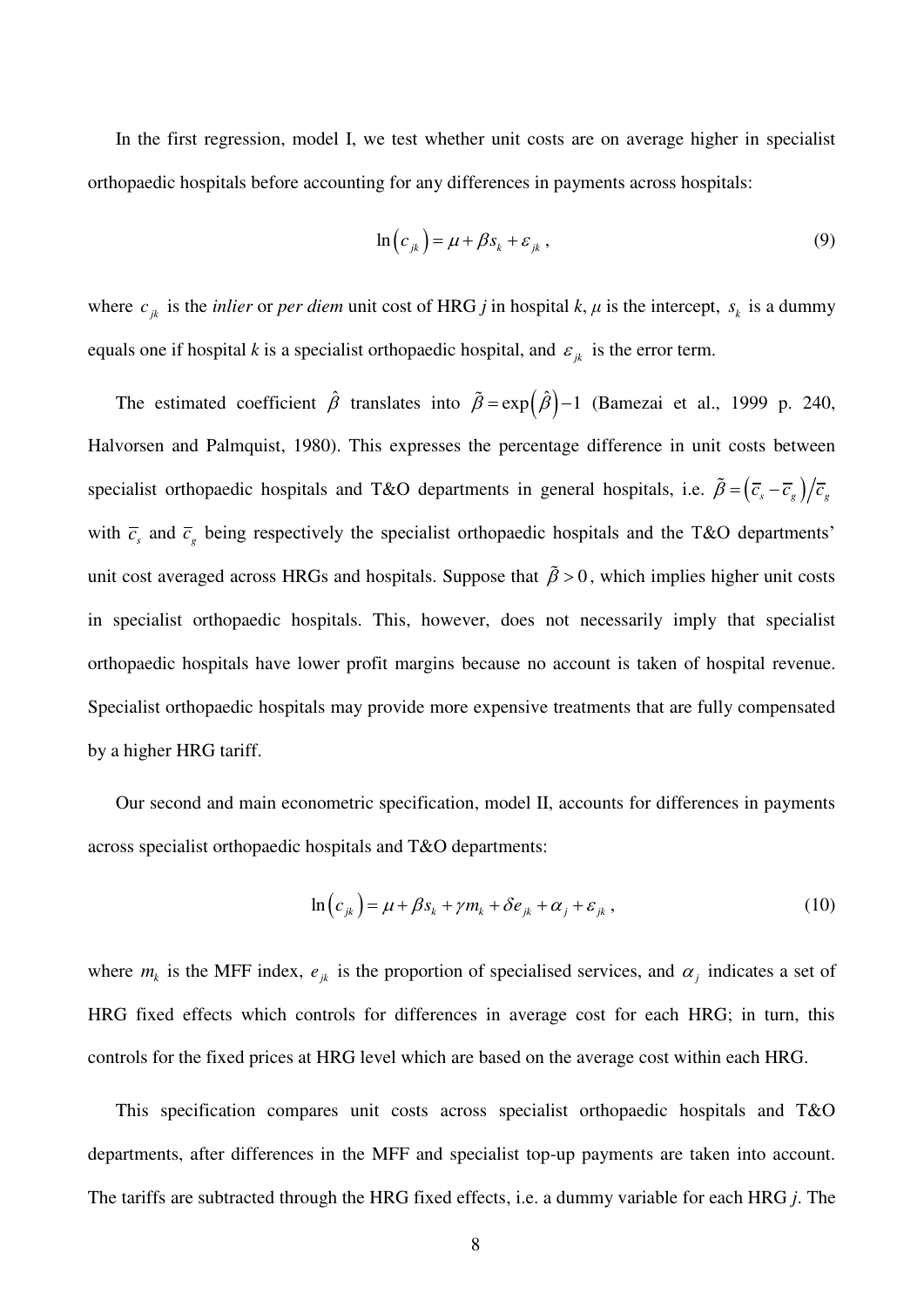In the first regression, model I, we test whether unit costs are on average higher in specialist orthopaedic hospitals before accounting for any differences in payments across hospitals:

$$\ln\left(c_{jk}\right) = \mu + \beta s_k + \varepsilon_{jk}, \tag{9}$$

where $c_{jk}$ is the *inlier* or *per diem* unit cost of HRG *j* in hospital *k*, $\mu$ is the intercept, $s_k$ is a dummy equals one if hospital *k* is a specialist orthopaedic hospital, and $\varepsilon_{jk}$ is the error term.

The estimated coefficient $\hat{\beta}$ translates into $\tilde{\beta} = \exp\left(\hat{\beta}\right) - 1$ (Bamezai et al., 1999 p. 240, Halvorsen and Palmquist, 1980). This expresses the percentage difference in unit costs between specialist orthopaedic hospitals and T&O departments in general hospitals, i.e. $\tilde{\beta} = \left(\overline{c}_s - \overline{c}_g\right)/\overline{c}_g$ with $\overline{c}_s$ and $\overline{c}_g$ being respectively the specialist orthopaedic hospitals and the T&O departments' unit cost averaged across HRGs and hospitals. Suppose that $\tilde{\beta} > 0$, which implies higher unit costs in specialist orthopaedic hospitals. This, however, does not necessarily imply that specialist orthopaedic hospitals have lower profit margins because no account is taken of hospital revenue. Specialist orthopaedic hospitals may provide more expensive treatments that are fully compensated by a higher HRG tariff.

Our second and main econometric specification, model II, accounts for differences in payments across specialist orthopaedic hospitals and T&O departments:

$$\ln\left(c_{jk}\right) = \mu + \beta s_k + \gamma m_k + \delta e_{jk} + \alpha_j + \varepsilon_{jk}, \tag{10}$$

where $m_k$ is the MFF index, $e_{jk}$ is the proportion of specialised services, and $\alpha_j$ indicates a set of HRG fixed effects which controls for differences in average cost for each HRG; in turn, this controls for the fixed prices at HRG level which are based on the average cost within each HRG.

This specification compares unit costs across specialist orthopaedic hospitals and T&O departments, after differences in the MFF and specialist top-up payments are taken into account. The tariffs are subtracted through the HRG fixed effects, i.e. a dummy variable for each HRG *j*. The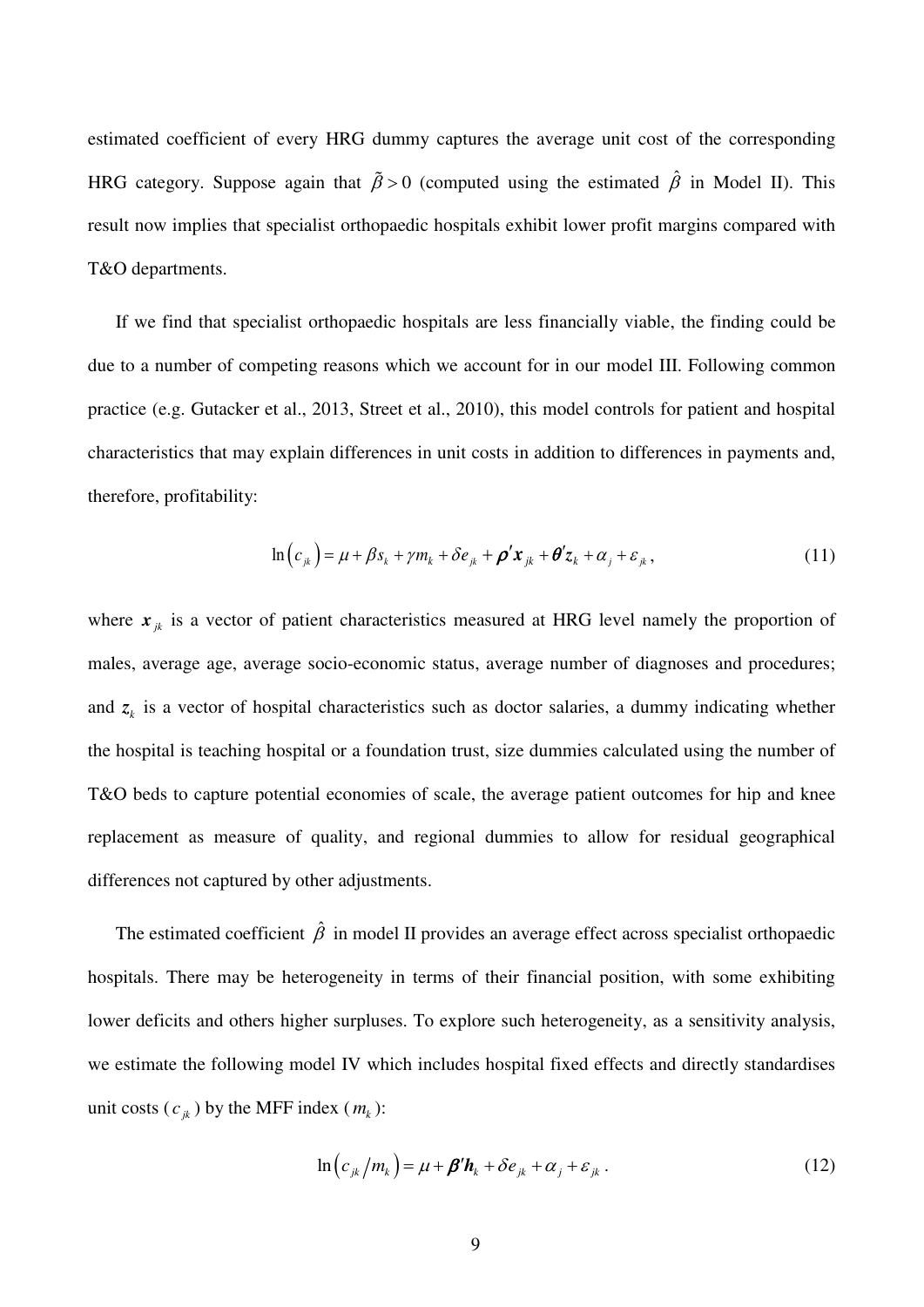estimated coefficient of every HRG dummy captures the average unit cost of the corresponding HRG category. Suppose again that $\tilde{\beta} > 0$ (computed using the estimated $\hat{\beta}$ in Model II). This result now implies that specialist orthopaedic hospitals exhibit lower profit margins compared with T&O departments.

If we find that specialist orthopaedic hospitals are less financially viable, the finding could be due to a number of competing reasons which we account for in our model III. Following common practice (e.g. Gutacker et al., 2013, Street et al., 2010), this model controls for patient and hospital characteristics that may explain differences in unit costs in addition to differences in payments and, therefore, profitability:

$$\ln\left(c_{jk}\right) = \mu + \beta s_k + \gamma m_k + \delta e_{jk} + \boldsymbol{\rho}'\boldsymbol{x}_{jk} + \boldsymbol{\theta}'\boldsymbol{z}_k + \alpha_j + \varepsilon_{jk}, \tag{11}$$

where $\boldsymbol{x}_{jk}$ is a vector of patient characteristics measured at HRG level namely the proportion of males, average age, average socio-economic status, average number of diagnoses and procedures; and $\boldsymbol{z}_k$ is a vector of hospital characteristics such as doctor salaries, a dummy indicating whether the hospital is teaching hospital or a foundation trust, size dummies calculated using the number of T&O beds to capture potential economies of scale, the average patient outcomes for hip and knee replacement as measure of quality, and regional dummies to allow for residual geographical differences not captured by other adjustments.

The estimated coefficient $\hat{\beta}$ in model II provides an average effect across specialist orthopaedic hospitals. There may be heterogeneity in terms of their financial position, with some exhibiting lower deficits and others higher surpluses. To explore such heterogeneity, as a sensitivity analysis, we estimate the following model IV which includes hospital fixed effects and directly standardises unit costs ($c_{jk}$) by the MFF index ($m_k$):

$$\ln\left(c_{jk}/m_k\right) = \mu + \boldsymbol{\beta}'\boldsymbol{h}_k + \delta e_{jk} + \alpha_j + \varepsilon_{jk}. \tag{12}$$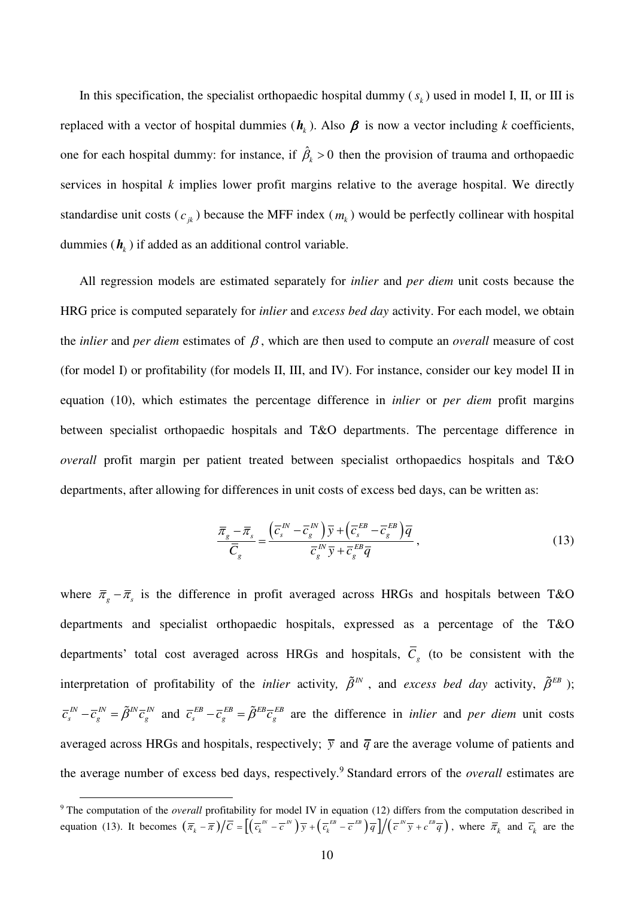In this specification, the specialist orthopaedic hospital dummy ($s_k$) used in model I, II, or III is replaced with a vector of hospital dummies ($\boldsymbol{h}_k$). Also $\boldsymbol{\beta}$ is now a vector including *k* coefficients, one for each hospital dummy: for instance, if $\hat{\beta}_k > 0$ then the provision of trauma and orthopaedic services in hospital *k* implies lower profit margins relative to the average hospital. We directly standardise unit costs ($c_{jk}$) because the MFF index ($m_k$) would be perfectly collinear with hospital dummies ($\boldsymbol{h}_k$) if added as an additional control variable.

All regression models are estimated separately for *inlier* and *per diem* unit costs because the HRG price is computed separately for *inlier* and *excess bed day* activity. For each model, we obtain the *inlier* and *per diem* estimates of $\beta$, which are then used to compute an *overall* measure of cost (for model I) or profitability (for models II, III, and IV). For instance, consider our key model II in equation (10), which estimates the percentage difference in *inlier* or *per diem* profit margins between specialist orthopaedic hospitals and T&O departments. The percentage difference in *overall* profit margin per patient treated between specialist orthopaedics hospitals and T&O departments, after allowing for differences in unit costs of excess bed days, can be written as:

$$\frac{\overline{\pi}_g - \overline{\pi}_s}{\overline{C}_g} = \frac{\left(\overline{c}_s^{IN} - \overline{c}_g^{IN}\right)\overline{y} + \left(\overline{c}_s^{EB} - \overline{c}_g^{EB}\right)\overline{q}}{\overline{c}_g^{IN}\,\overline{y} + \overline{c}_g^{EB}\,\overline{q}}, \tag{13}$$

where $\overline{\pi}_g - \overline{\pi}_s$ is the difference in profit averaged across HRGs and hospitals between T&O departments and specialist orthopaedic hospitals, expressed as a percentage of the T&O departments' total cost averaged across HRGs and hospitals, $\overline{C}_g$ (to be consistent with the interpretation of profitability of the *inlier* activity, $\tilde{\beta}^{IN}$, and *excess bed day* activity, $\tilde{\beta}^{EB}$); $\overline{c}_s^{IN} - \overline{c}_g^{IN} = \tilde{\beta}^{IN}\overline{c}_g^{IN}$ and $\overline{c}_s^{EB} - \overline{c}_g^{EB} = \tilde{\beta}^{EB}\overline{c}_g^{EB}$ are the difference in *inlier* and *per diem* unit costs averaged across HRGs and hospitals, respectively; $\overline{y}$ and $\overline{q}$ are the average volume of patients and the average number of excess bed days, respectively.[9] Standard errors of the *overall* estimates are

[9] The computation of the *overall* profitability for model IV in equation (12) differs from the computation described in equation (13). It becomes $\left(\overline{\pi}_k - \overline{\pi}\right)/\overline{C} = \left[\left(\overline{c}_k^{IN} - \overline{c}^{IN}\right)\overline{y} + \left(\overline{c}_k^{EB} - \overline{c}^{EB}\right)\overline{q}\right] / \left(\overline{c}^{IN}\,\overline{y} + c^{EB}\,\overline{q}\right)$, where $\overline{\pi}_k$ and $\overline{c}_k$ are the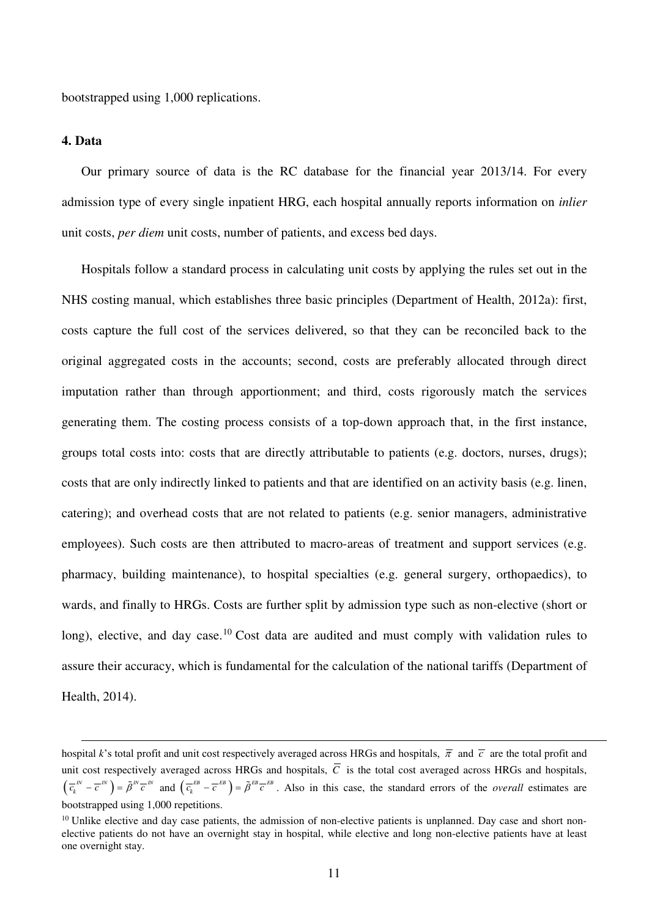bootstrapped using 1,000 replications.

## 4. Data

Our primary source of data is the RC database for the financial year 2013/14. For every admission type of every single inpatient HRG, each hospital annually reports information on *inlier* unit costs, *per diem* unit costs, number of patients, and excess bed days.

Hospitals follow a standard process in calculating unit costs by applying the rules set out in the NHS costing manual, which establishes three basic principles (Department of Health, 2012a): first, costs capture the full cost of the services delivered, so that they can be reconciled back to the original aggregated costs in the accounts; second, costs are preferably allocated through direct imputation rather than through apportionment; and third, costs rigorously match the services generating them. The costing process consists of a top-down approach that, in the first instance, groups total costs into: costs that are directly attributable to patients (e.g. doctors, nurses, drugs); costs that are only indirectly linked to patients and that are identified on an activity basis (e.g. linen, catering); and overhead costs that are not related to patients (e.g. senior managers, administrative employees). Such costs are then attributed to macro-areas of treatment and support services (e.g. pharmacy, building maintenance), to hospital specialties (e.g. general surgery, orthopaedics), to wards, and finally to HRGs. Costs are further split by admission type such as non-elective (short or long), elective, and day case.[10] Cost data are audited and must comply with validation rules to assure their accuracy, which is fundamental for the calculation of the national tariffs (Department of Health, 2014).

---

hospital *k*'s total profit and unit cost respectively averaged across HRGs and hospitals, $\overline{\pi}$ and $\overline{c}$ are the total profit and unit cost respectively averaged across HRGs and hospitals, $\overline{C}$ is the total cost averaged across HRGs and hospitals, $\left(\overline{c}_k^{IN} - \overline{c}^{IN}\right) = \tilde{\beta}^{IN}\overline{c}^{IN}$ and $\left(\overline{c}_k^{EB} - \overline{c}^{EB}\right) = \tilde{\beta}^{EB}\overline{c}^{EB}$. Also in this case, the standard errors of the *overall* estimates are bootstrapped using 1,000 repetitions.

[10] Unlike elective and day case patients, the admission of non-elective patients is unplanned. Day case and short non-elective patients do not have an overnight stay in hospital, while elective and long non-elective patients have at least one overnight stay.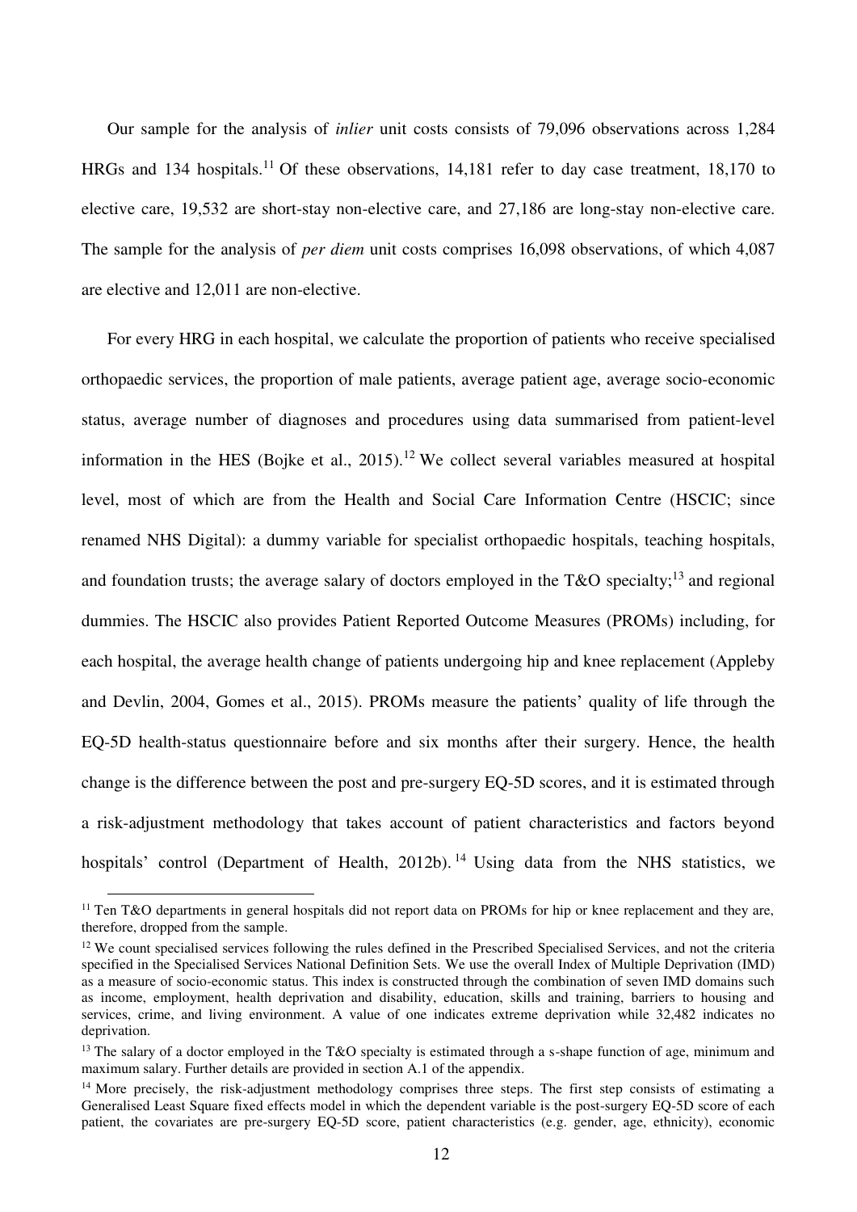Our sample for the analysis of *inlier* unit costs consists of 79,096 observations across 1,284 HRGs and 134 hospitals.[11] Of these observations, 14,181 refer to day case treatment, 18,170 to elective care, 19,532 are short-stay non-elective care, and 27,186 are long-stay non-elective care. The sample for the analysis of *per diem* unit costs comprises 16,098 observations, of which 4,087 are elective and 12,011 are non-elective.

For every HRG in each hospital, we calculate the proportion of patients who receive specialised orthopaedic services, the proportion of male patients, average patient age, average socio-economic status, average number of diagnoses and procedures using data summarised from patient-level information in the HES (Bojke et al., 2015).[12] We collect several variables measured at hospital level, most of which are from the Health and Social Care Information Centre (HSCIC; since renamed NHS Digital): a dummy variable for specialist orthopaedic hospitals, teaching hospitals, and foundation trusts; the average salary of doctors employed in the T&O specialty;[13] and regional dummies. The HSCIC also provides Patient Reported Outcome Measures (PROMs) including, for each hospital, the average health change of patients undergoing hip and knee replacement (Appleby and Devlin, 2004, Gomes et al., 2015). PROMs measure the patients' quality of life through the EQ-5D health-status questionnaire before and six months after their surgery. Hence, the health change is the difference between the post and pre-surgery EQ-5D scores, and it is estimated through a risk-adjustment methodology that takes account of patient characteristics and factors beyond hospitals' control (Department of Health, 2012b).[14] Using data from the NHS statistics, we

---

[11] Ten T&O departments in general hospitals did not report data on PROMs for hip or knee replacement and they are, therefore, dropped from the sample.

[12] We count specialised services following the rules defined in the Prescribed Specialised Services, and not the criteria specified in the Specialised Services National Definition Sets. We use the overall Index of Multiple Deprivation (IMD) as a measure of socio-economic status. This index is constructed through the combination of seven IMD domains such as income, employment, health deprivation and disability, education, skills and training, barriers to housing and services, crime, and living environment. A value of one indicates extreme deprivation while 32,482 indicates no deprivation.

[13] The salary of a doctor employed in the T&O specialty is estimated through a s-shape function of age, minimum and maximum salary. Further details are provided in section A.1 of the appendix.

[14] More precisely, the risk-adjustment methodology comprises three steps. The first step consists of estimating a Generalised Least Square fixed effects model in which the dependent variable is the post-surgery EQ-5D score of each patient, the covariates are pre-surgery EQ-5D score, patient characteristics (e.g. gender, age, ethnicity), economic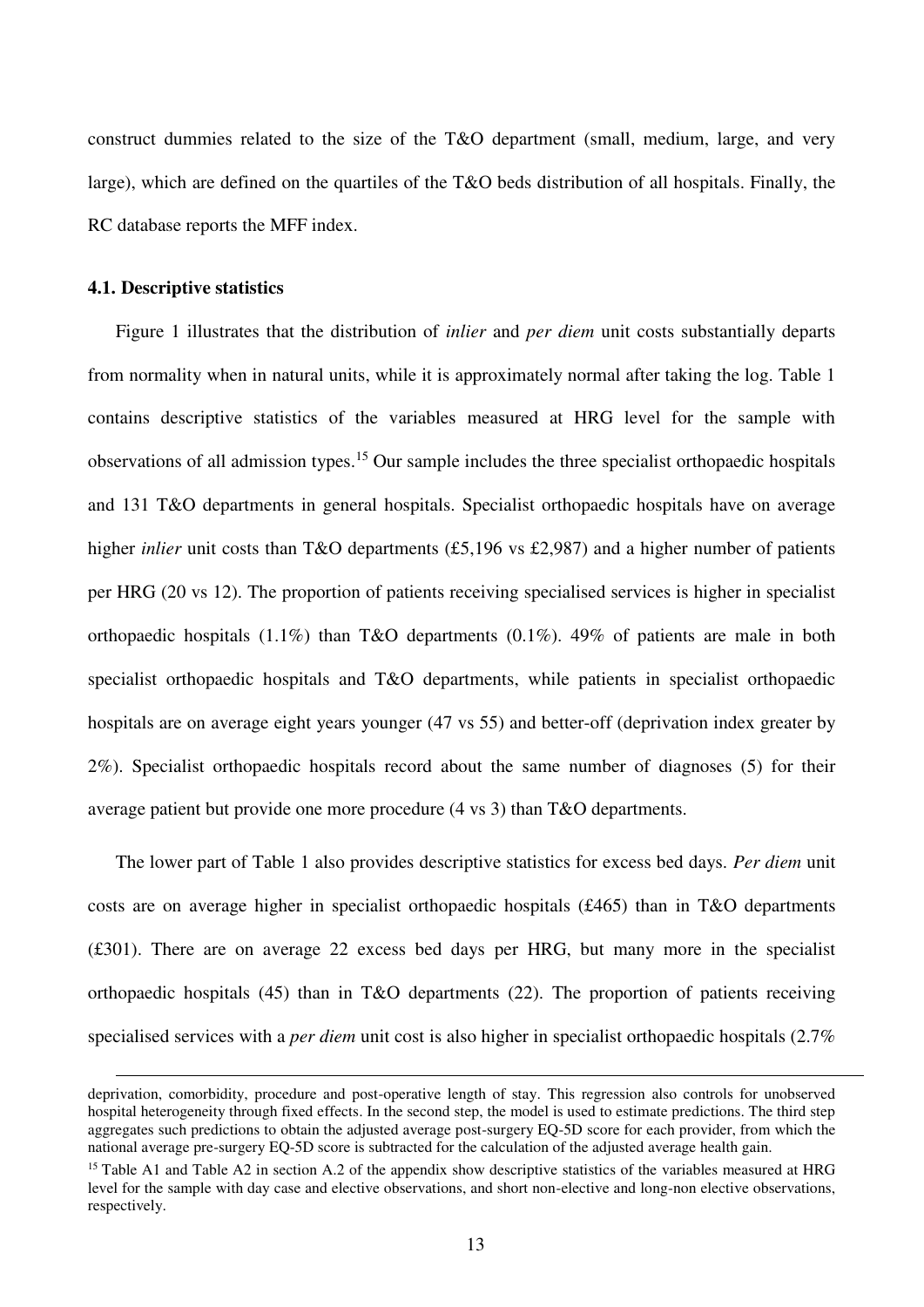construct dummies related to the size of the T&O department (small, medium, large, and very large), which are defined on the quartiles of the T&O beds distribution of all hospitals. Finally, the RC database reports the MFF index.

### 4.1. Descriptive statistics

Figure 1 illustrates that the distribution of *inlier* and *per diem* unit costs substantially departs from normality when in natural units, while it is approximately normal after taking the log. Table 1 contains descriptive statistics of the variables measured at HRG level for the sample with observations of all admission types.[15] Our sample includes the three specialist orthopaedic hospitals and 131 T&O departments in general hospitals. Specialist orthopaedic hospitals have on average higher *inlier* unit costs than T&O departments (£5,196 vs £2,987) and a higher number of patients per HRG (20 vs 12). The proportion of patients receiving specialised services is higher in specialist orthopaedic hospitals (1.1%) than T&O departments (0.1%). 49% of patients are male in both specialist orthopaedic hospitals and T&O departments, while patients in specialist orthopaedic hospitals are on average eight years younger (47 vs 55) and better-off (deprivation index greater by 2%). Specialist orthopaedic hospitals record about the same number of diagnoses (5) for their average patient but provide one more procedure (4 vs 3) than T&O departments.

The lower part of Table 1 also provides descriptive statistics for excess bed days. *Per diem* unit costs are on average higher in specialist orthopaedic hospitals (£465) than in T&O departments (£301). There are on average 22 excess bed days per HRG, but many more in the specialist orthopaedic hospitals (45) than in T&O departments (22). The proportion of patients receiving specialised services with a *per diem* unit cost is also higher in specialist orthopaedic hospitals (2.7%

---

deprivation, comorbidity, procedure and post-operative length of stay. This regression also controls for unobserved hospital heterogeneity through fixed effects. In the second step, the model is used to estimate predictions. The third step aggregates such predictions to obtain the adjusted average post-surgery EQ-5D score for each provider, from which the national average pre-surgery EQ-5D score is subtracted for the calculation of the adjusted average health gain.

[15] Table A1 and Table A2 in section A.2 of the appendix show descriptive statistics of the variables measured at HRG level for the sample with day case and elective observations, and short non-elective and long-non elective observations, respectively.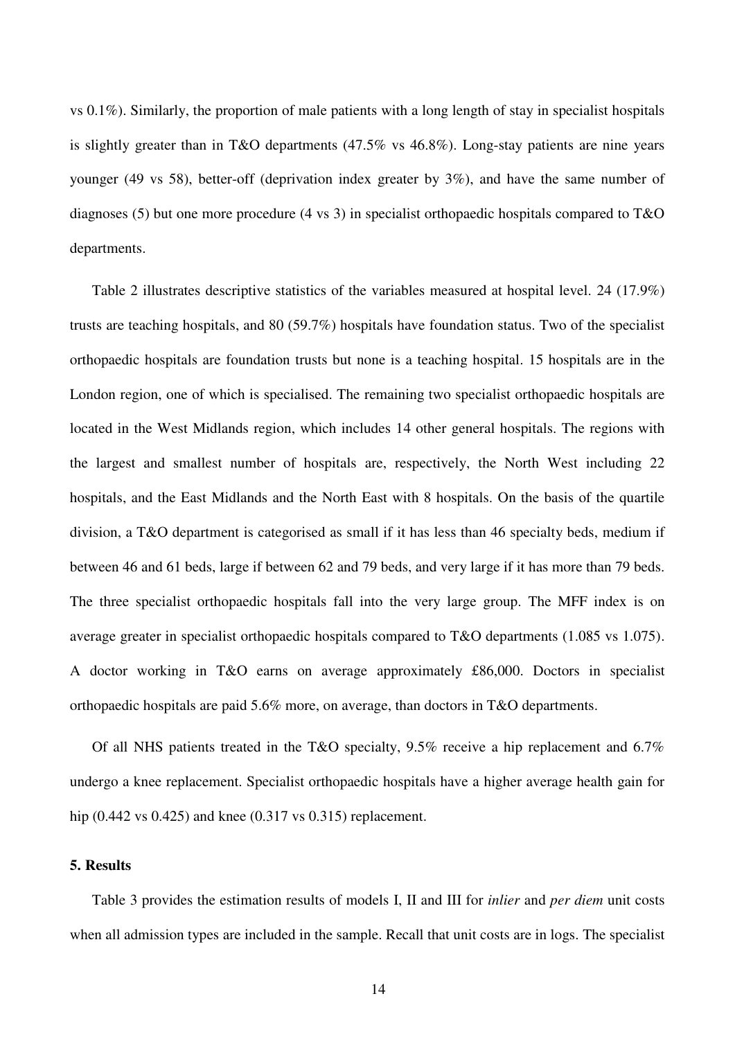vs 0.1%). Similarly, the proportion of male patients with a long length of stay in specialist hospitals is slightly greater than in T&O departments (47.5% vs 46.8%). Long-stay patients are nine years younger (49 vs 58), better-off (deprivation index greater by 3%), and have the same number of diagnoses (5) but one more procedure (4 vs 3) in specialist orthopaedic hospitals compared to T&O departments.

Table 2 illustrates descriptive statistics of the variables measured at hospital level. 24 (17.9%) trusts are teaching hospitals, and 80 (59.7%) hospitals have foundation status. Two of the specialist orthopaedic hospitals are foundation trusts but none is a teaching hospital. 15 hospitals are in the London region, one of which is specialised. The remaining two specialist orthopaedic hospitals are located in the West Midlands region, which includes 14 other general hospitals. The regions with the largest and smallest number of hospitals are, respectively, the North West including 22 hospitals, and the East Midlands and the North East with 8 hospitals. On the basis of the quartile division, a T&O department is categorised as small if it has less than 46 specialty beds, medium if between 46 and 61 beds, large if between 62 and 79 beds, and very large if it has more than 79 beds. The three specialist orthopaedic hospitals fall into the very large group. The MFF index is on average greater in specialist orthopaedic hospitals compared to T&O departments (1.085 vs 1.075). A doctor working in T&O earns on average approximately £86,000. Doctors in specialist orthopaedic hospitals are paid 5.6% more, on average, than doctors in T&O departments.

Of all NHS patients treated in the T&O specialty, 9.5% receive a hip replacement and 6.7% undergo a knee replacement. Specialist orthopaedic hospitals have a higher average health gain for hip (0.442 vs 0.425) and knee (0.317 vs 0.315) replacement.

## 5. Results

Table 3 provides the estimation results of models I, II and III for *inlier* and *per diem* unit costs when all admission types are included in the sample. Recall that unit costs are in logs. The specialist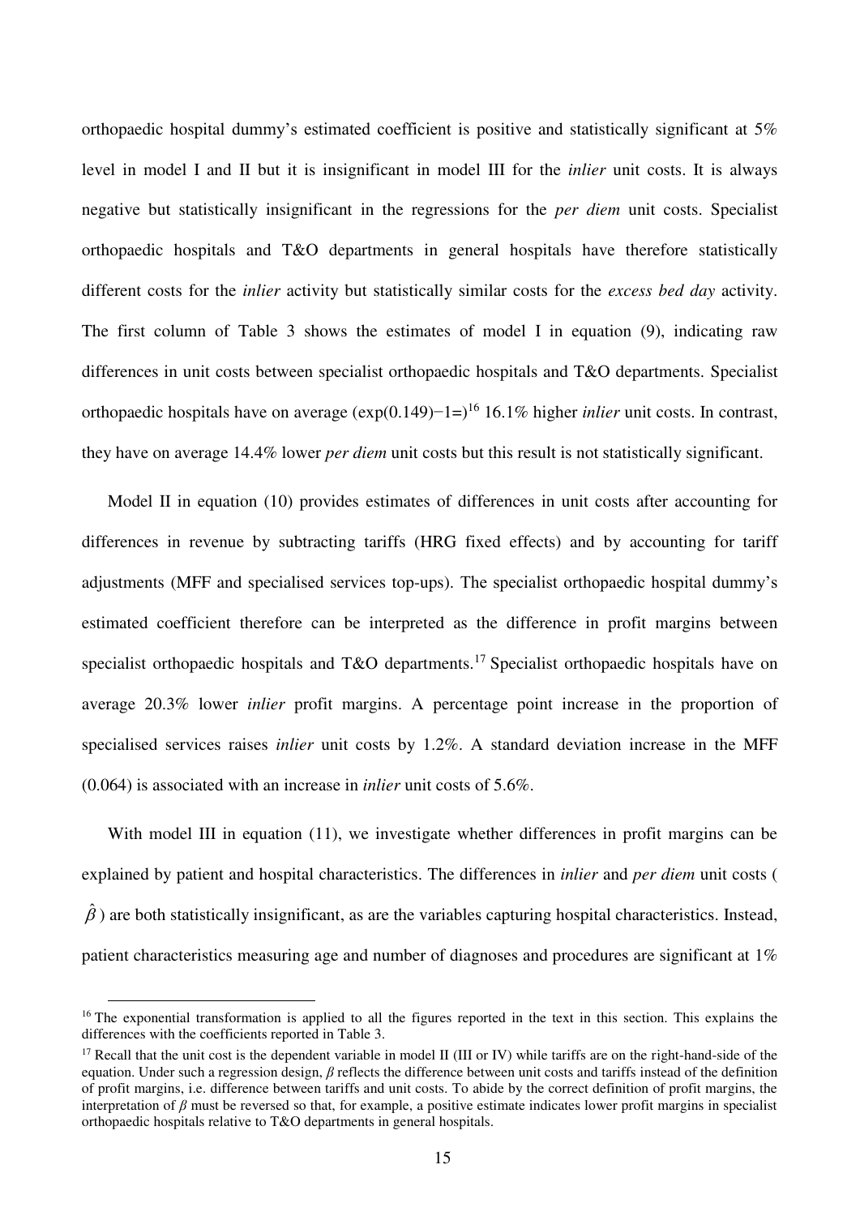orthopaedic hospital dummy's estimated coefficient is positive and statistically significant at 5% level in model I and II but it is insignificant in model III for the *inlier* unit costs. It is always negative but statistically insignificant in the regressions for the *per diem* unit costs. Specialist orthopaedic hospitals and T&O departments in general hospitals have therefore statistically different costs for the *inlier* activity but statistically similar costs for the *excess bed day* activity. The first column of Table 3 shows the estimates of model I in equation (9), indicating raw differences in unit costs between specialist orthopaedic hospitals and T&O departments. Specialist orthopaedic hospitals have on average (exp(0.149)−1=)[16] 16.1% higher *inlier* unit costs. In contrast, they have on average 14.4% lower *per diem* unit costs but this result is not statistically significant.

Model II in equation (10) provides estimates of differences in unit costs after accounting for differences in revenue by subtracting tariffs (HRG fixed effects) and by accounting for tariff adjustments (MFF and specialised services top-ups). The specialist orthopaedic hospital dummy's estimated coefficient therefore can be interpreted as the difference in profit margins between specialist orthopaedic hospitals and T&O departments.[17] Specialist orthopaedic hospitals have on average 20.3% lower *inlier* profit margins. A percentage point increase in the proportion of specialised services raises *inlier* unit costs by 1.2%. A standard deviation increase in the MFF (0.064) is associated with an increase in *inlier* unit costs of 5.6%.

With model III in equation (11), we investigate whether differences in profit margins can be explained by patient and hospital characteristics. The differences in *inlier* and *per diem* unit costs ($\hat{\beta}$) are both statistically insignificant, as are the variables capturing hospital characteristics. Instead, patient characteristics measuring age and number of diagnoses and procedures are significant at 1%

---

[16] The exponential transformation is applied to all the figures reported in the text in this section. This explains the differences with the coefficients reported in Table 3.

[17] Recall that the unit cost is the dependent variable in model II (III or IV) while tariffs are on the right-hand-side of the equation. Under such a regression design, $\beta$ reflects the difference between unit costs and tariffs instead of the definition of profit margins, i.e. difference between tariffs and unit costs. To abide by the correct definition of profit margins, the interpretation of $\beta$ must be reversed so that, for example, a positive estimate indicates lower profit margins in specialist orthopaedic hospitals relative to T&O departments in general hospitals.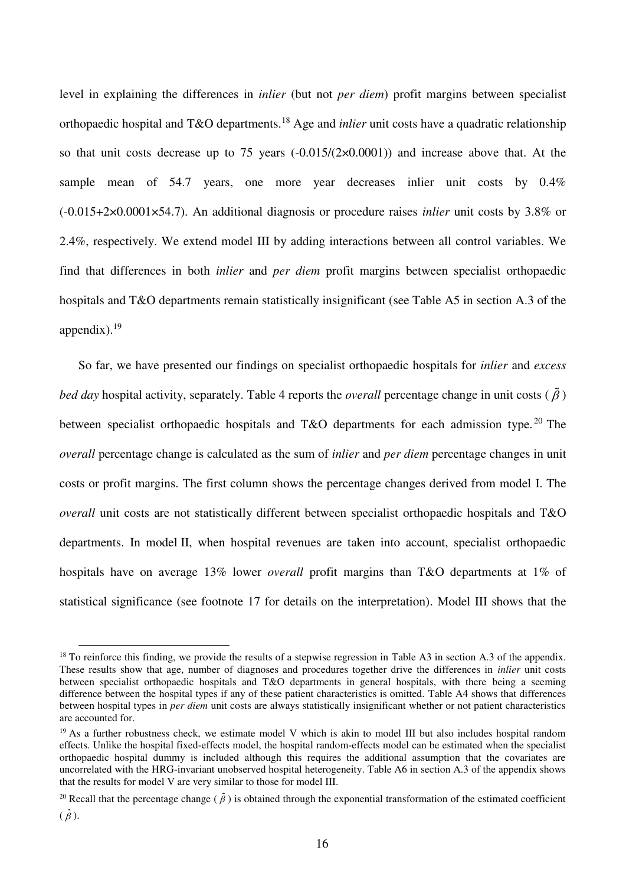level in explaining the differences in *inlier* (but not *per diem*) profit margins between specialist orthopaedic hospital and T&O departments.[18] Age and *inlier* unit costs have a quadratic relationship so that unit costs decrease up to 75 years ($-0.015/(2\times0.0001)$) and increase above that. At the sample mean of 54.7 years, one more year decreases inlier unit costs by 0.4% ($-0.015+2\times0.0001\times54.7$). An additional diagnosis or procedure raises *inlier* unit costs by 3.8% or 2.4%, respectively. We extend model III by adding interactions between all control variables. We find that differences in both *inlier* and *per diem* profit margins between specialist orthopaedic hospitals and T&O departments remain statistically insignificant (see Table A5 in section A.3 of the appendix).[19]

So far, we have presented our findings on specialist orthopaedic hospitals for *inlier* and *excess bed day* hospital activity, separately. Table 4 reports the *overall* percentage change in unit costs ($\tilde{\beta}$) between specialist orthopaedic hospitals and T&O departments for each admission type.[20] The *overall* percentage change is calculated as the sum of *inlier* and *per diem* percentage changes in unit costs or profit margins. The first column shows the percentage changes derived from model I. The *overall* unit costs are not statistically different between specialist orthopaedic hospitals and T&O departments. In model II, when hospital revenues are taken into account, specialist orthopaedic hospitals have on average 13% lower *overall* profit margins than T&O departments at 1% of statistical significance (see footnote 17 for details on the interpretation). Model III shows that the

---

[18] To reinforce this finding, we provide the results of a stepwise regression in Table A3 in section A.3 of the appendix. These results show that age, number of diagnoses and procedures together drive the differences in *inlier* unit costs between specialist orthopaedic hospitals and T&O departments in general hospitals, with there being a seeming difference between the hospital types if any of these patient characteristics is omitted. Table A4 shows that differences between hospital types in *per diem* unit costs are always statistically insignificant whether or not patient characteristics are accounted for.

[19] As a further robustness check, we estimate model V which is akin to model III but also includes hospital random effects. Unlike the hospital fixed-effects model, the hospital random-effects model can be estimated when the specialist orthopaedic hospital dummy is included although this requires the additional assumption that the covariates are uncorrelated with the HRG-invariant unobserved hospital heterogeneity. Table A6 in section A.3 of the appendix shows that the results for model V are very similar to those for model III.

[20] Recall that the percentage change ($\tilde{\beta}$) is obtained through the exponential transformation of the estimated coefficient ($\hat{\beta}$).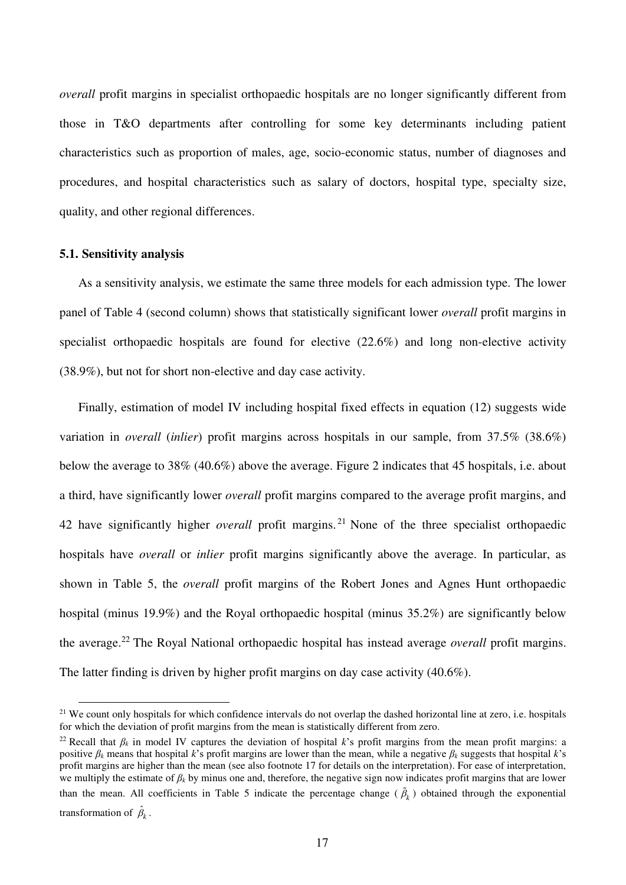*overall* profit margins in specialist orthopaedic hospitals are no longer significantly different from those in T&O departments after controlling for some key determinants including patient characteristics such as proportion of males, age, socio-economic status, number of diagnoses and procedures, and hospital characteristics such as salary of doctors, hospital type, specialty size, quality, and other regional differences.

### 5.1. Sensitivity analysis

As a sensitivity analysis, we estimate the same three models for each admission type. The lower panel of Table 4 (second column) shows that statistically significant lower *overall* profit margins in specialist orthopaedic hospitals are found for elective (22.6%) and long non-elective activity (38.9%), but not for short non-elective and day case activity.

Finally, estimation of model IV including hospital fixed effects in equation (12) suggests wide variation in *overall* (*inlier*) profit margins across hospitals in our sample, from 37.5% (38.6%) below the average to 38% (40.6%) above the average. Figure 2 indicates that 45 hospitals, i.e. about a third, have significantly lower *overall* profit margins compared to the average profit margins, and 42 have significantly higher *overall* profit margins.[21] None of the three specialist orthopaedic hospitals have *overall* or *inlier* profit margins significantly above the average. In particular, as shown in Table 5, the *overall* profit margins of the Robert Jones and Agnes Hunt orthopaedic hospital (minus 19.9%) and the Royal orthopaedic hospital (minus 35.2%) are significantly below the average.[22] The Royal National orthopaedic hospital has instead average *overall* profit margins. The latter finding is driven by higher profit margins on day case activity (40.6%).

[21] We count only hospitals for which confidence intervals do not overlap the dashed horizontal line at zero, i.e. hospitals for which the deviation of profit margins from the mean is statistically different from zero.

[22] Recall that $\beta_k$ in model IV captures the deviation of hospital $k$'s profit margins from the mean profit margins: a positive $\beta_k$ means that hospital $k$'s profit margins are lower than the mean, while a negative $\beta_k$ suggests that hospital $k$'s profit margins are higher than the mean (see also footnote 17 for details on the interpretation). For ease of interpretation, we multiply the estimate of $\beta_k$ by minus one and, therefore, the negative sign now indicates profit margins that are lower than the mean. All coefficients in Table 5 indicate the percentage change ($\tilde{\beta}_k$) obtained through the exponential transformation of $\hat{\beta}_k$.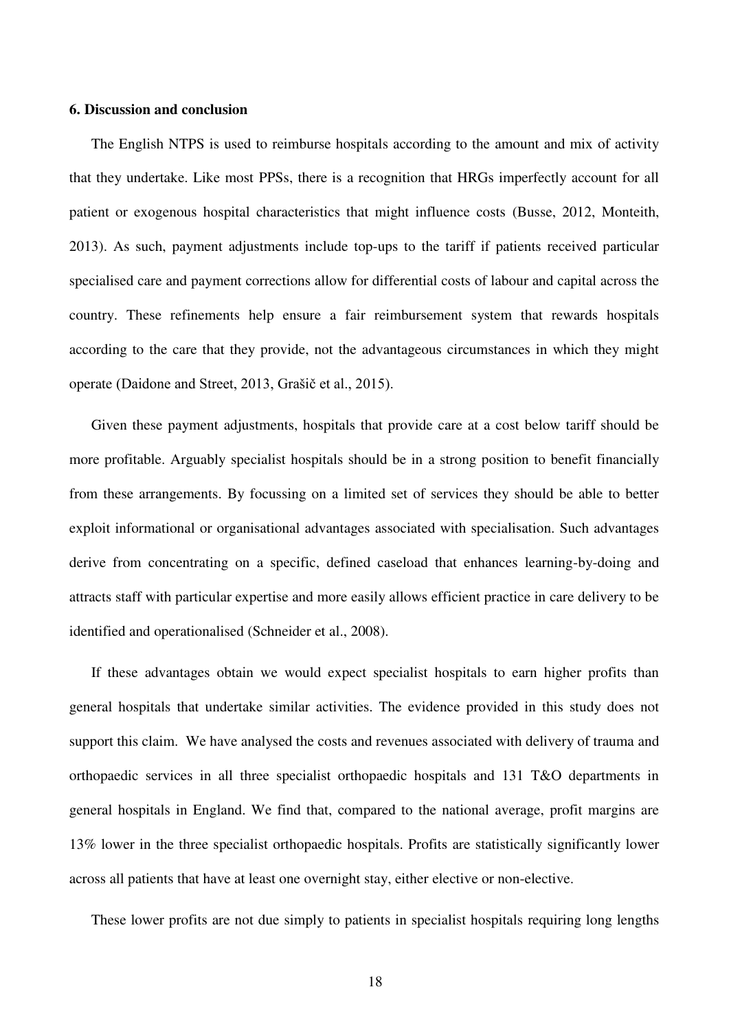### 6. Discussion and conclusion

The English NTPS is used to reimburse hospitals according to the amount and mix of activity that they undertake. Like most PPSs, there is a recognition that HRGs imperfectly account for all patient or exogenous hospital characteristics that might influence costs (Busse, 2012, Monteith, 2013). As such, payment adjustments include top-ups to the tariff if patients received particular specialised care and payment corrections allow for differential costs of labour and capital across the country. These refinements help ensure a fair reimbursement system that rewards hospitals according to the care that they provide, not the advantageous circumstances in which they might operate (Daidone and Street, 2013, Grašič et al., 2015).

Given these payment adjustments, hospitals that provide care at a cost below tariff should be more profitable. Arguably specialist hospitals should be in a strong position to benefit financially from these arrangements. By focussing on a limited set of services they should be able to better exploit informational or organisational advantages associated with specialisation. Such advantages derive from concentrating on a specific, defined caseload that enhances learning-by-doing and attracts staff with particular expertise and more easily allows efficient practice in care delivery to be identified and operationalised (Schneider et al., 2008).

If these advantages obtain we would expect specialist hospitals to earn higher profits than general hospitals that undertake similar activities. The evidence provided in this study does not support this claim. We have analysed the costs and revenues associated with delivery of trauma and orthopaedic services in all three specialist orthopaedic hospitals and 131 T&O departments in general hospitals in England. We find that, compared to the national average, profit margins are 13% lower in the three specialist orthopaedic hospitals. Profits are statistically significantly lower across all patients that have at least one overnight stay, either elective or non-elective.

These lower profits are not due simply to patients in specialist hospitals requiring long lengths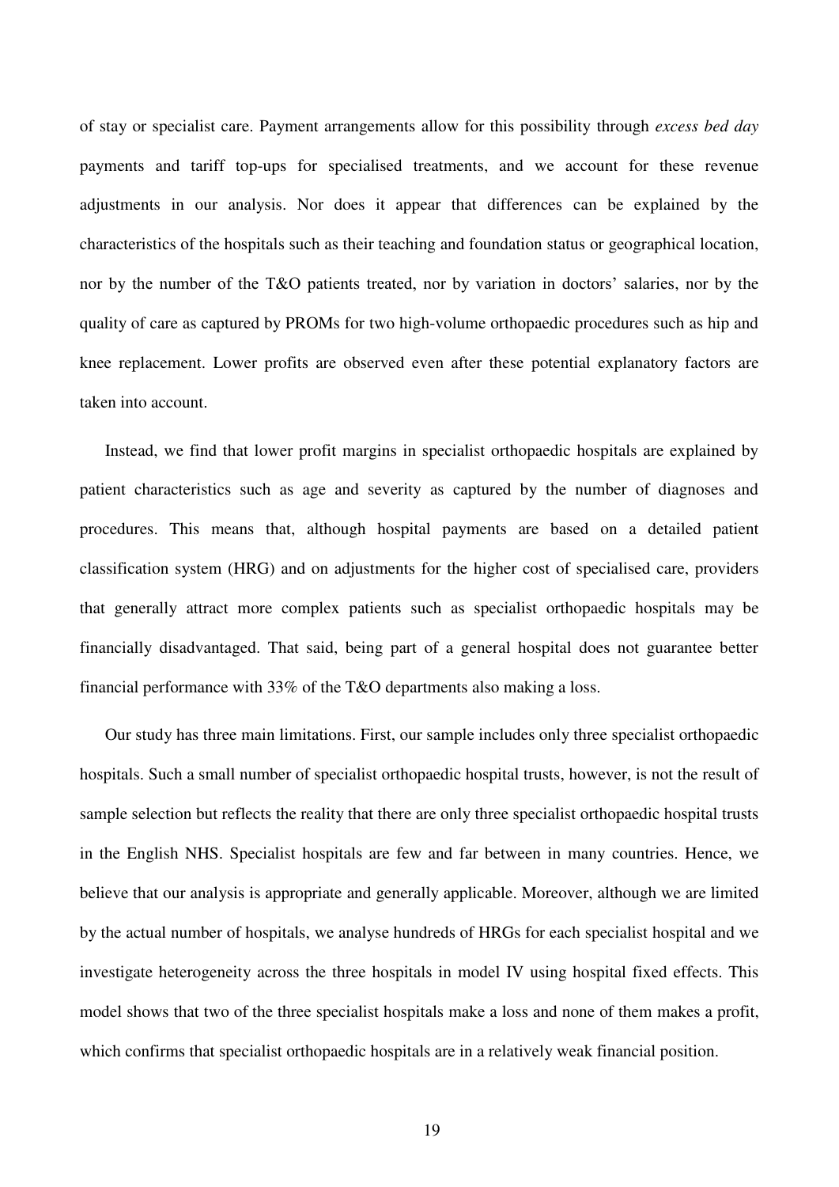of stay or specialist care. Payment arrangements allow for this possibility through *excess bed day* payments and tariff top-ups for specialised treatments, and we account for these revenue adjustments in our analysis. Nor does it appear that differences can be explained by the characteristics of the hospitals such as their teaching and foundation status or geographical location, nor by the number of the T&O patients treated, nor by variation in doctors' salaries, nor by the quality of care as captured by PROMs for two high-volume orthopaedic procedures such as hip and knee replacement. Lower profits are observed even after these potential explanatory factors are taken into account.

Instead, we find that lower profit margins in specialist orthopaedic hospitals are explained by patient characteristics such as age and severity as captured by the number of diagnoses and procedures. This means that, although hospital payments are based on a detailed patient classification system (HRG) and on adjustments for the higher cost of specialised care, providers that generally attract more complex patients such as specialist orthopaedic hospitals may be financially disadvantaged. That said, being part of a general hospital does not guarantee better financial performance with 33% of the T&O departments also making a loss.

Our study has three main limitations. First, our sample includes only three specialist orthopaedic hospitals. Such a small number of specialist orthopaedic hospital trusts, however, is not the result of sample selection but reflects the reality that there are only three specialist orthopaedic hospital trusts in the English NHS. Specialist hospitals are few and far between in many countries. Hence, we believe that our analysis is appropriate and generally applicable. Moreover, although we are limited by the actual number of hospitals, we analyse hundreds of HRGs for each specialist hospital and we investigate heterogeneity across the three hospitals in model IV using hospital fixed effects. This model shows that two of the three specialist hospitals make a loss and none of them makes a profit, which confirms that specialist orthopaedic hospitals are in a relatively weak financial position.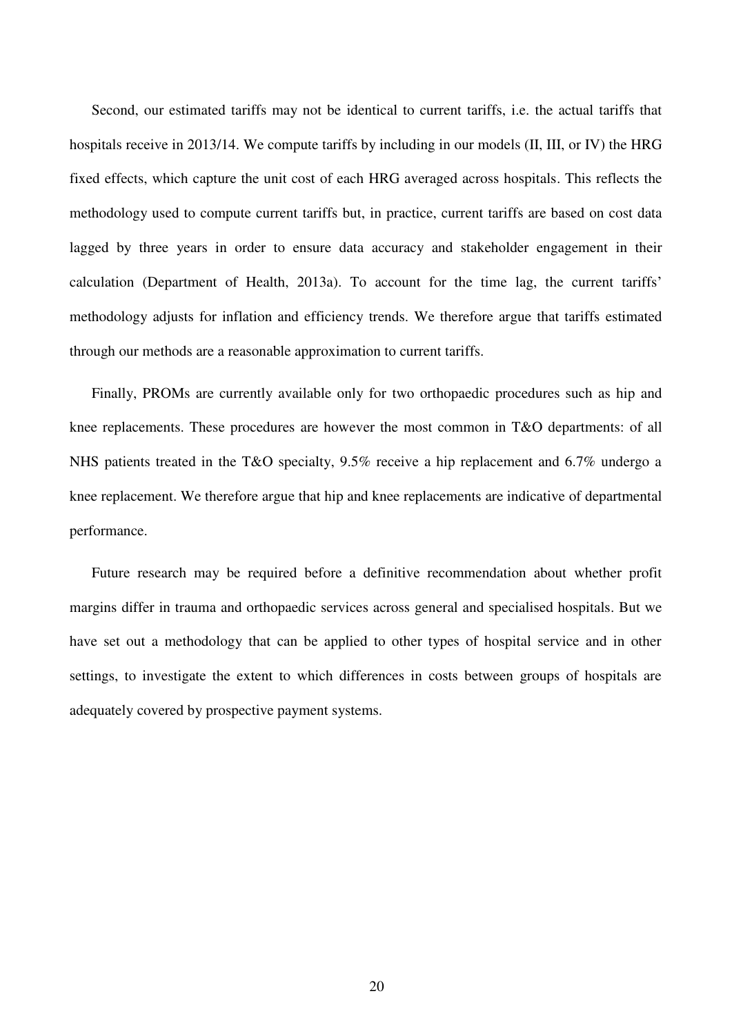Second, our estimated tariffs may not be identical to current tariffs, i.e. the actual tariffs that hospitals receive in 2013/14. We compute tariffs by including in our models (II, III, or IV) the HRG fixed effects, which capture the unit cost of each HRG averaged across hospitals. This reflects the methodology used to compute current tariffs but, in practice, current tariffs are based on cost data lagged by three years in order to ensure data accuracy and stakeholder engagement in their calculation (Department of Health, 2013a). To account for the time lag, the current tariffs' methodology adjusts for inflation and efficiency trends. We therefore argue that tariffs estimated through our methods are a reasonable approximation to current tariffs.

Finally, PROMs are currently available only for two orthopaedic procedures such as hip and knee replacements. These procedures are however the most common in T&O departments: of all NHS patients treated in the T&O specialty, 9.5% receive a hip replacement and 6.7% undergo a knee replacement. We therefore argue that hip and knee replacements are indicative of departmental performance.

Future research may be required before a definitive recommendation about whether profit margins differ in trauma and orthopaedic services across general and specialised hospitals. But we have set out a methodology that can be applied to other types of hospital service and in other settings, to investigate the extent to which differences in costs between groups of hospitals are adequately covered by prospective payment systems.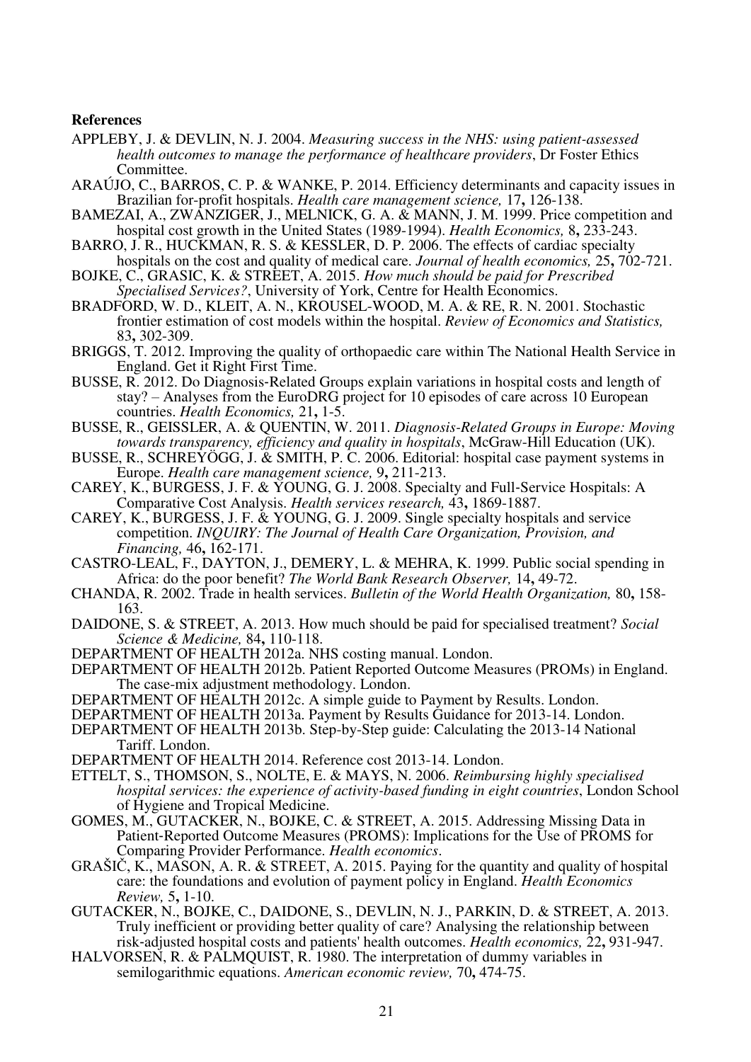**References**

APPLEBY, J. & DEVLIN, N. J. 2004. *Measuring success in the NHS: using patient-assessed health outcomes to manage the performance of healthcare providers*, Dr Foster Ethics Committee.

ARAÚJO, C., BARROS, C. P. & WANKE, P. 2014. Efficiency determinants and capacity issues in Brazilian for-profit hospitals. *Health care management science,* 17**,** 126-138.

BAMEZAI, A., ZWANZIGER, J., MELNICK, G. A. & MANN, J. M. 1999. Price competition and hospital cost growth in the United States (1989-1994). *Health Economics,* 8**,** 233-243.

BARRO, J. R., HUCKMAN, R. S. & KESSLER, D. P. 2006. The effects of cardiac specialty hospitals on the cost and quality of medical care. *Journal of health economics,* 25**,** 702-721.

BOJKE, C., GRASIC, K. & STREET, A. 2015. *How much should be paid for Prescribed Specialised Services?*, University of York, Centre for Health Economics.

BRADFORD, W. D., KLEIT, A. N., KROUSEL-WOOD, M. A. & RE, R. N. 2001. Stochastic frontier estimation of cost models within the hospital. *Review of Economics and Statistics,* 83**,** 302-309.

BRIGGS, T. 2012. Improving the quality of orthopaedic care within The National Health Service in England. Get it Right First Time.

BUSSE, R. 2012. Do Diagnosis-Related Groups explain variations in hospital costs and length of stay? – Analyses from the EuroDRG project for 10 episodes of care across 10 European countries. *Health Economics,* 21**,** 1-5.

BUSSE, R., GEISSLER, A. & QUENTIN, W. 2011. *Diagnosis-Related Groups in Europe: Moving towards transparency, efficiency and quality in hospitals*, McGraw-Hill Education (UK).

BUSSE, R., SCHREYÖGG, J. & SMITH, P. C. 2006. Editorial: hospital case payment systems in Europe. *Health care management science,* 9**,** 211-213.

CAREY, K., BURGESS, J. F. & YOUNG, G. J. 2008. Specialty and Full-Service Hospitals: A Comparative Cost Analysis. *Health services research,* 43**,** 1869-1887.

CAREY, K., BURGESS, J. F. & YOUNG, G. J. 2009. Single specialty hospitals and service competition. *INQUIRY: The Journal of Health Care Organization, Provision, and Financing,* 46**,** 162-171.

CASTRO-LEAL, F., DAYTON, J., DEMERY, L. & MEHRA, K. 1999. Public social spending in Africa: do the poor benefit? *The World Bank Research Observer,* 14**,** 49-72.

CHANDA, R. 2002. Trade in health services. *Bulletin of the World Health Organization,* 80**,** 158-163.

DAIDONE, S. & STREET, A. 2013. How much should be paid for specialised treatment? *Social Science & Medicine,* 84**,** 110-118.

DEPARTMENT OF HEALTH 2012a. NHS costing manual. London.

DEPARTMENT OF HEALTH 2012b. Patient Reported Outcome Measures (PROMs) in England. The case-mix adjustment methodology. London.

DEPARTMENT OF HEALTH 2012c. A simple guide to Payment by Results. London.

DEPARTMENT OF HEALTH 2013a. Payment by Results Guidance for 2013-14. London.

DEPARTMENT OF HEALTH 2013b. Step-by-Step guide: Calculating the 2013-14 National Tariff. London.

DEPARTMENT OF HEALTH 2014. Reference cost 2013-14. London.

ETTELT, S., THOMSON, S., NOLTE, E. & MAYS, N. 2006. *Reimbursing highly specialised hospital services: the experience of activity-based funding in eight countries*, London School of Hygiene and Tropical Medicine.

GOMES, M., GUTACKER, N., BOJKE, C. & STREET, A. 2015. Addressing Missing Data in Patient-Reported Outcome Measures (PROMS): Implications for the Use of PROMS for Comparing Provider Performance. *Health economics*.

GRAŠIČ, K., MASON, A. R. & STREET, A. 2015. Paying for the quantity and quality of hospital care: the foundations and evolution of payment policy in England. *Health Economics Review,* 5**,** 1-10.

GUTACKER, N., BOJKE, C., DAIDONE, S., DEVLIN, N. J., PARKIN, D. & STREET, A. 2013. Truly inefficient or providing better quality of care? Analysing the relationship between risk-adjusted hospital costs and patients' health outcomes. *Health economics,* 22**,** 931-947.

HALVORSEN, R. & PALMQUIST, R. 1980. The interpretation of dummy variables in semilogarithmic equations. *American economic review,* 70**,** 474-75.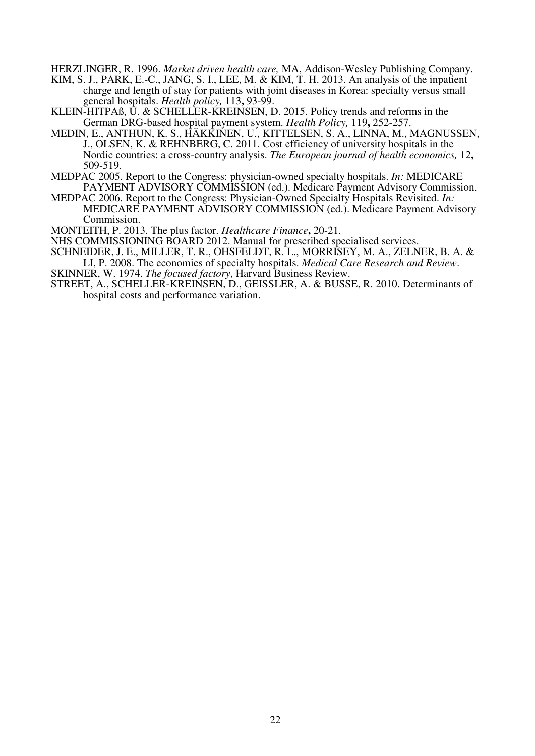HERZLINGER, R. 1996. *Market driven health care,* MA, Addison-Wesley Publishing Company.

KIM, S. J., PARK, E.-C., JANG, S. I., LEE, M. & KIM, T. H. 2013. An analysis of the inpatient charge and length of stay for patients with joint diseases in Korea: specialty versus small general hospitals. *Health policy,* 113**,** 93-99.

KLEIN-HITPAß, U. & SCHELLER-KREINSEN, D. 2015. Policy trends and reforms in the German DRG-based hospital payment system. *Health Policy,* 119**,** 252-257.

MEDIN, E., ANTHUN, K. S., HÄKKINEN, U., KITTELSEN, S. A., LINNA, M., MAGNUSSEN, J., OLSEN, K. & REHNBERG, C. 2011. Cost efficiency of university hospitals in the Nordic countries: a cross-country analysis. *The European journal of health economics,* 12**,** 509-519.

MEDPAC 2005. Report to the Congress: physician-owned specialty hospitals. *In:* MEDICARE PAYMENT ADVISORY COMMISSION (ed.). Medicare Payment Advisory Commission.

MEDPAC 2006. Report to the Congress: Physician-Owned Specialty Hospitals Revisited. *In:* MEDICARE PAYMENT ADVISORY COMMISSION (ed.). Medicare Payment Advisory Commission.

MONTEITH, P. 2013. The plus factor. *Healthcare Finance***,** 20-21.

NHS COMMISSIONING BOARD 2012. Manual for prescribed specialised services.

SCHNEIDER, J. E., MILLER, T. R., OHSFELDT, R. L., MORRISEY, M. A., ZELNER, B. A. & LI, P. 2008. The economics of specialty hospitals. *Medical Care Research and Review*.

SKINNER, W. 1974. *The focused factory*, Harvard Business Review.

STREET, A., SCHELLER-KREINSEN, D., GEISSLER, A. & BUSSE, R. 2010. Determinants of hospital costs and performance variation.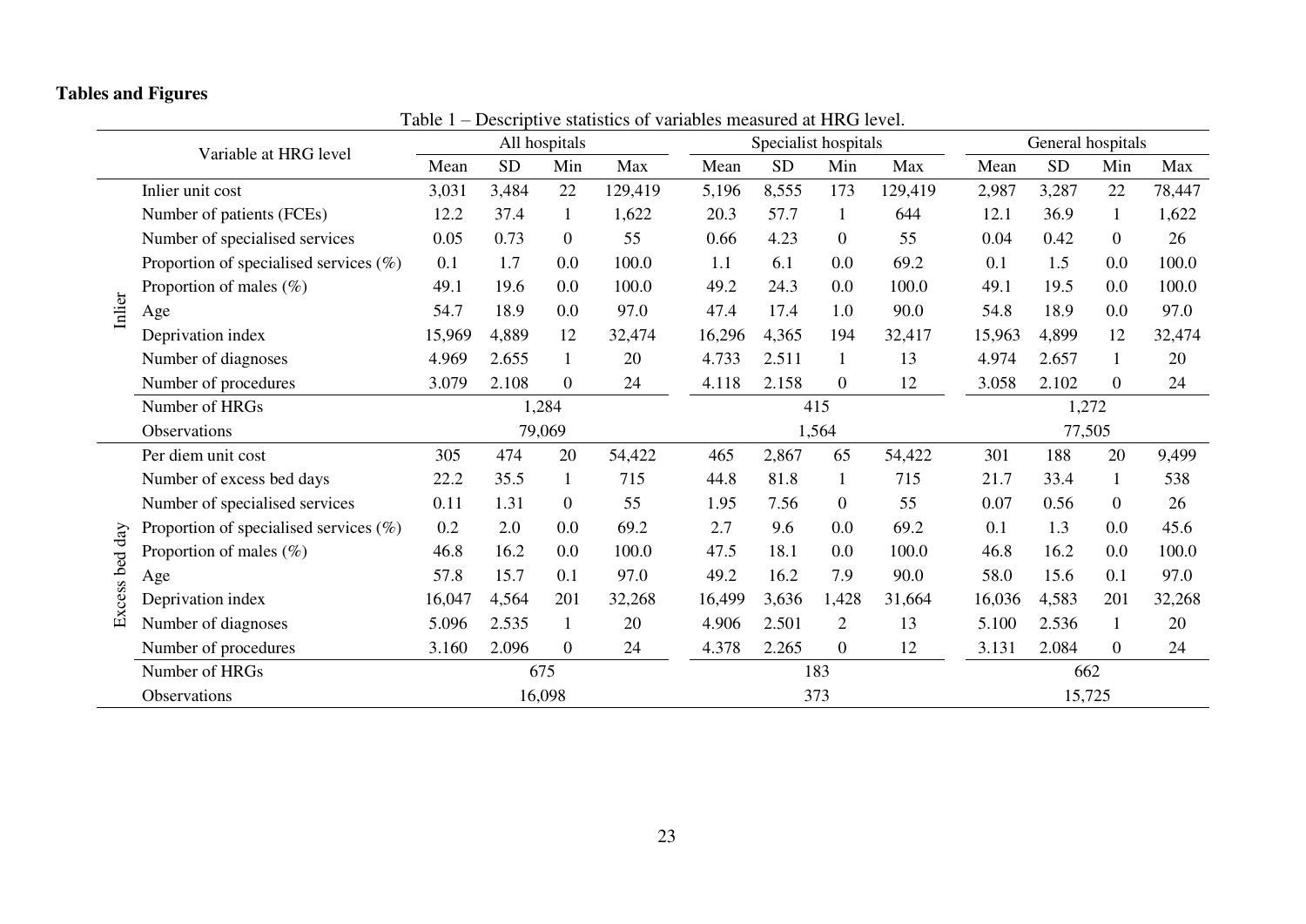## Tables and Figures

Table 1 – Descriptive statistics of variables measured at HRG level.

| | Variable at HRG level | All hospitals | | | | Specialist hospitals | | | | General hospitals | | | |
|---|---|---|---|---|---|---|---|---|---|---|---|---|---|
| | | Mean | SD | Min | Max | Mean | SD | Min | Max | Mean | SD | Min | Max |
| Inlier | Inlier unit cost | 3,031 | 3,484 | 22 | 129,419 | 5,196 | 8,555 | 173 | 129,419 | 2,987 | 3,287 | 22 | 78,447 |
| | Number of patients (FCEs) | 12.2 | 37.4 | 1 | 1,622 | 20.3 | 57.7 | 1 | 644 | 12.1 | 36.9 | 1 | 1,622 |
| | Number of specialised services | 0.05 | 0.73 | 0 | 55 | 0.66 | 4.23 | 0 | 55 | 0.04 | 0.42 | 0 | 26 |
| | Proportion of specialised services (%) | 0.1 | 1.7 | 0.0 | 100.0 | 1.1 | 6.1 | 0.0 | 69.2 | 0.1 | 1.5 | 0.0 | 100.0 |
| | Proportion of males (%) | 49.1 | 19.6 | 0.0 | 100.0 | 49.2 | 24.3 | 0.0 | 100.0 | 49.1 | 19.5 | 0.0 | 100.0 |
| | Age | 54.7 | 18.9 | 0.0 | 97.0 | 47.4 | 17.4 | 1.0 | 90.0 | 54.8 | 18.9 | 0.0 | 97.0 |
| | Deprivation index | 15,969 | 4,889 | 12 | 32,474 | 16,296 | 4,365 | 194 | 32,417 | 15,963 | 4,899 | 12 | 32,474 |
| | Number of diagnoses | 4.969 | 2.655 | 1 | 20 | 4.733 | 2.511 | 1 | 13 | 4.974 | 2.657 | 1 | 20 |
| | Number of procedures | 3.079 | 2.108 | 0 | 24 | 4.118 | 2.158 | 0 | 12 | 3.058 | 2.102 | 0 | 24 |
| | Number of HRGs | 1,284 | | | | 415 | | | | 1,272 | | | |
| | Observations | 79,069 | | | | 1,564 | | | | 77,505 | | | |
| Excess bed day | Per diem unit cost | 305 | 474 | 20 | 54,422 | 465 | 2,867 | 65 | 54,422 | 301 | 188 | 20 | 9,499 |
| | Number of excess bed days | 22.2 | 35.5 | 1 | 715 | 44.8 | 81.8 | 1 | 715 | 21.7 | 33.4 | 1 | 538 |
| | Number of specialised services | 0.11 | 1.31 | 0 | 55 | 1.95 | 7.56 | 0 | 55 | 0.07 | 0.56 | 0 | 26 |
| | Proportion of specialised services (%) | 0.2 | 2.0 | 0.0 | 69.2 | 2.7 | 9.6 | 0.0 | 69.2 | 0.1 | 1.3 | 0.0 | 45.6 |
| | Proportion of males (%) | 46.8 | 16.2 | 0.0 | 100.0 | 47.5 | 18.1 | 0.0 | 100.0 | 46.8 | 16.2 | 0.0 | 100.0 |
| | Age | 57.8 | 15.7 | 0.1 | 97.0 | 49.2 | 16.2 | 7.9 | 90.0 | 58.0 | 15.6 | 0.1 | 97.0 |
| | Deprivation index | 16,047 | 4,564 | 201 | 32,268 | 16,499 | 3,636 | 1,428 | 31,664 | 16,036 | 4,583 | 201 | 32,268 |
| | Number of diagnoses | 5.096 | 2.535 | 1 | 20 | 4.906 | 2.501 | 2 | 13 | 5.100 | 2.536 | 1 | 20 |
| | Number of procedures | 3.160 | 2.096 | 0 | 24 | 4.378 | 2.265 | 0 | 12 | 3.131 | 2.084 | 0 | 24 |
| | Number of HRGs | 675 | | | | 183 | | | | 662 | | | |
| | Observations | 16,098 | | | | 373 | | | | 15,725 | | | |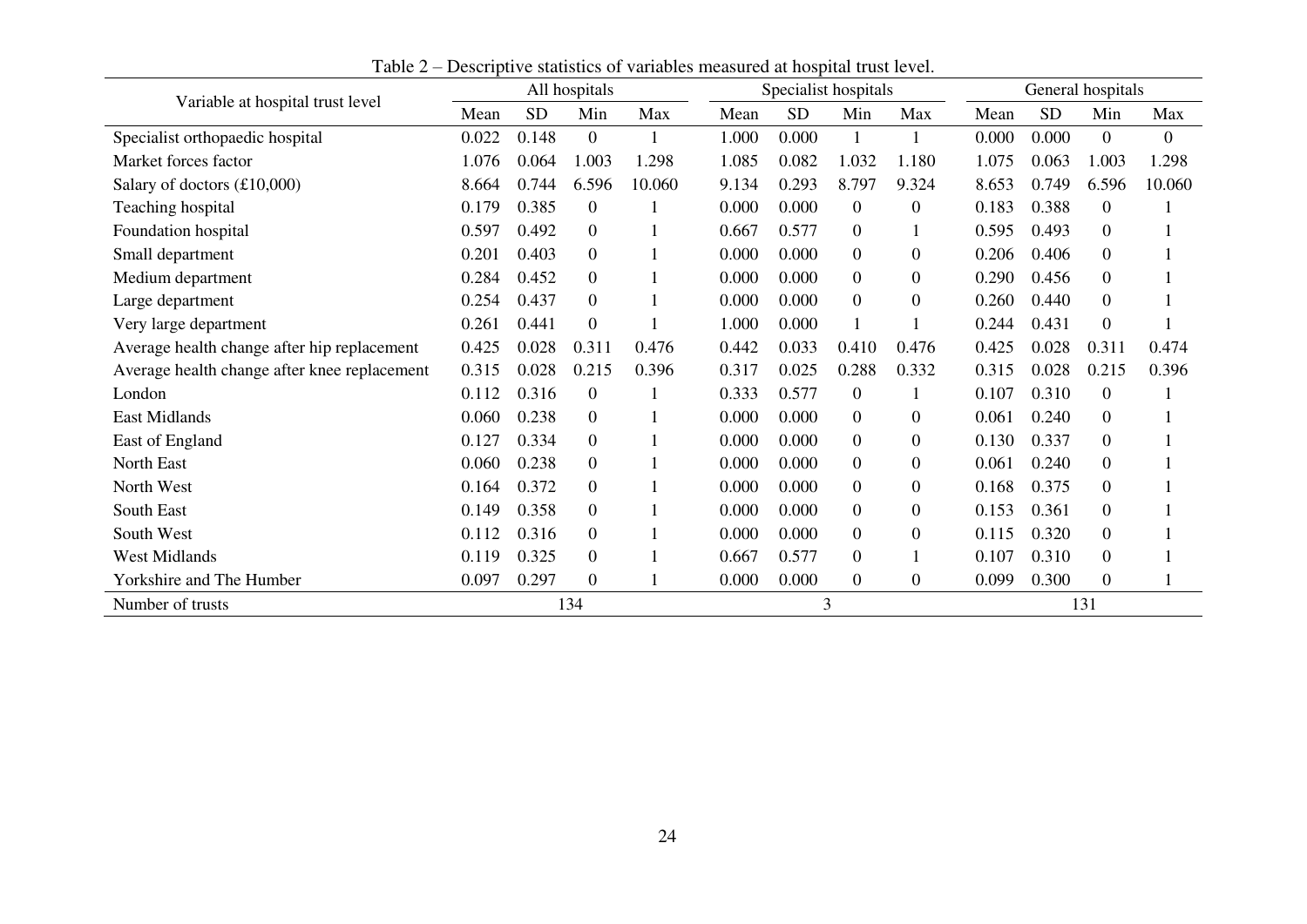Table 2 – Descriptive statistics of variables measured at hospital trust level.

| Variable at hospital trust level | All hospitals | | | | Specialist hospitals | | | | General hospitals | | | |
|---|---|---|---|---|---|---|---|---|---|---|---|---|
| | Mean | SD | Min | Max | Mean | SD | Min | Max | Mean | SD | Min | Max |
| Specialist orthopaedic hospital | 0.022 | 0.148 | 0 | 1 | 1.000 | 0.000 | 1 | 1 | 0.000 | 0.000 | 0 | 0 |
| Market forces factor | 1.076 | 0.064 | 1.003 | 1.298 | 1.085 | 0.082 | 1.032 | 1.180 | 1.075 | 0.063 | 1.003 | 1.298 |
| Salary of doctors (£10,000) | 8.664 | 0.744 | 6.596 | 10.060 | 9.134 | 0.293 | 8.797 | 9.324 | 8.653 | 0.749 | 6.596 | 10.060 |
| Teaching hospital | 0.179 | 0.385 | 0 | 1 | 0.000 | 0.000 | 0 | 0 | 0.183 | 0.388 | 0 | 1 |
| Foundation hospital | 0.597 | 0.492 | 0 | 1 | 0.667 | 0.577 | 0 | 1 | 0.595 | 0.493 | 0 | 1 |
| Small department | 0.201 | 0.403 | 0 | 1 | 0.000 | 0.000 | 0 | 0 | 0.206 | 0.406 | 0 | 1 |
| Medium department | 0.284 | 0.452 | 0 | 1 | 0.000 | 0.000 | 0 | 0 | 0.290 | 0.456 | 0 | 1 |
| Large department | 0.254 | 0.437 | 0 | 1 | 0.000 | 0.000 | 0 | 0 | 0.260 | 0.440 | 0 | 1 |
| Very large department | 0.261 | 0.441 | 0 | 1 | 1.000 | 0.000 | 1 | 1 | 0.244 | 0.431 | 0 | 1 |
| Average health change after hip replacement | 0.425 | 0.028 | 0.311 | 0.476 | 0.442 | 0.033 | 0.410 | 0.476 | 0.425 | 0.028 | 0.311 | 0.474 |
| Average health change after knee replacement | 0.315 | 0.028 | 0.215 | 0.396 | 0.317 | 0.025 | 0.288 | 0.332 | 0.315 | 0.028 | 0.215 | 0.396 |
| London | 0.112 | 0.316 | 0 | 1 | 0.333 | 0.577 | 0 | 1 | 0.107 | 0.310 | 0 | 1 |
| East Midlands | 0.060 | 0.238 | 0 | 1 | 0.000 | 0.000 | 0 | 0 | 0.061 | 0.240 | 0 | 1 |
| East of England | 0.127 | 0.334 | 0 | 1 | 0.000 | 0.000 | 0 | 0 | 0.130 | 0.337 | 0 | 1 |
| North East | 0.060 | 0.238 | 0 | 1 | 0.000 | 0.000 | 0 | 0 | 0.061 | 0.240 | 0 | 1 |
| North West | 0.164 | 0.372 | 0 | 1 | 0.000 | 0.000 | 0 | 0 | 0.168 | 0.375 | 0 | 1 |
| South East | 0.149 | 0.358 | 0 | 1 | 0.000 | 0.000 | 0 | 0 | 0.153 | 0.361 | 0 | 1 |
| South West | 0.112 | 0.316 | 0 | 1 | 0.000 | 0.000 | 0 | 0 | 0.115 | 0.320 | 0 | 1 |
| West Midlands | 0.119 | 0.325 | 0 | 1 | 0.667 | 0.577 | 0 | 1 | 0.107 | 0.310 | 0 | 1 |
| Yorkshire and The Humber | 0.097 | 0.297 | 0 | 1 | 0.000 | 0.000 | 0 | 0 | 0.099 | 0.300 | 0 | 1 |
| Number of trusts | 134 | | | | 3 | | | | 131 | | | |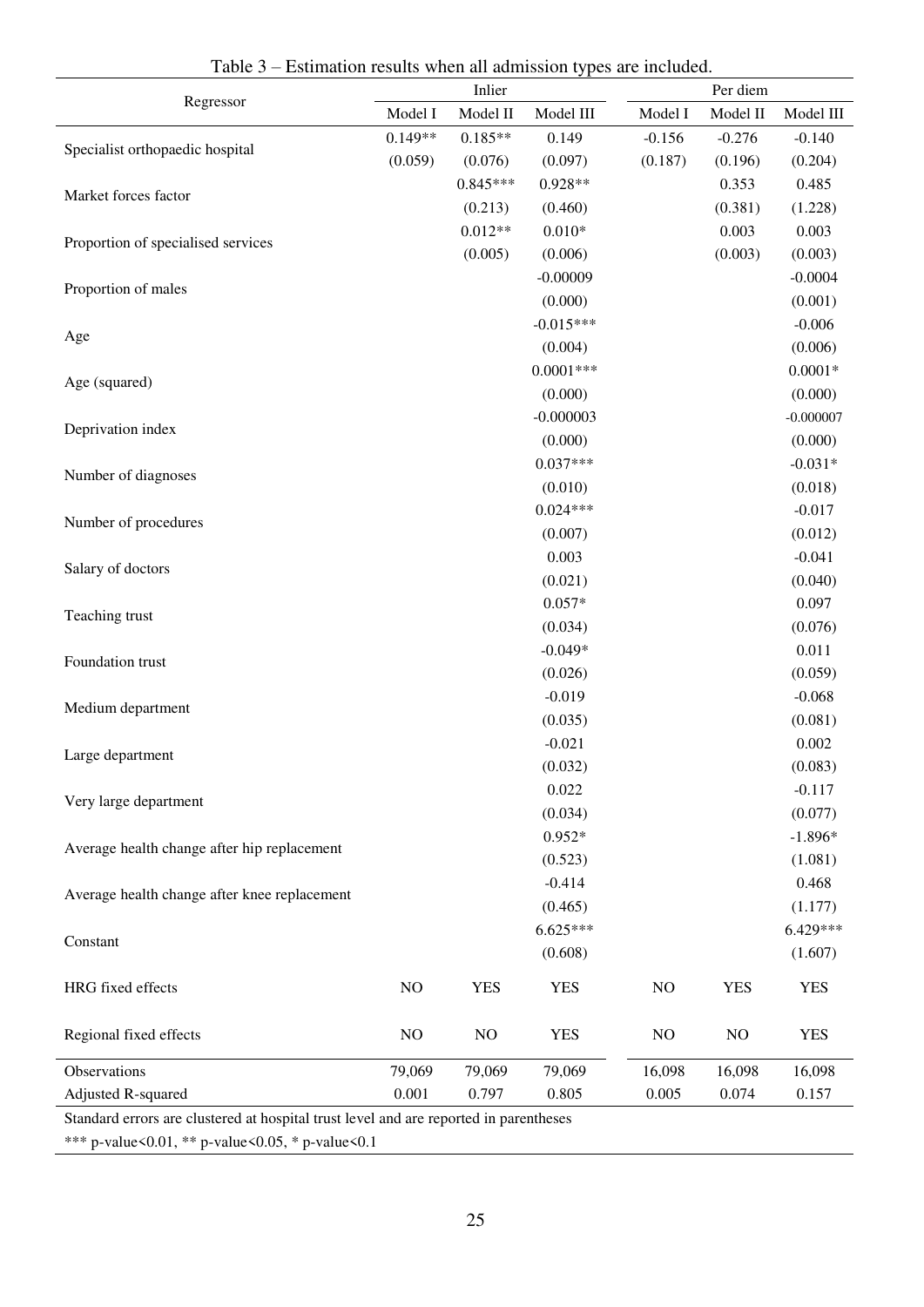Table 3 – Estimation results when all admission types are included.

| Regressor | Inlier | | | Per diem | | |
|---|---|---|---|---|---|---|
| | Model I | Model II | Model III | Model I | Model II | Model III |
| Specialist orthopaedic hospital | 0.149** | 0.185** | 0.149 | -0.156 | -0.276 | -0.140 |
| | (0.059) | (0.076) | (0.097) | (0.187) | (0.196) | (0.204) |
| Market forces factor | | 0.845*** | 0.928** | | 0.353 | 0.485 |
| | | (0.213) | (0.460) | | (0.381) | (1.228) |
| Proportion of specialised services | | 0.012** | 0.010* | | 0.003 | 0.003 |
| | | (0.005) | (0.006) | | (0.003) | (0.003) |
| Proportion of males | | | -0.00009 | | | -0.0004 |
| | | | (0.000) | | | (0.001) |
| Age | | | -0.015*** | | | -0.006 |
| | | | (0.004) | | | (0.006) |
| Age (squared) | | | 0.0001*** | | | 0.0001* |
| | | | (0.000) | | | (0.000) |
| Deprivation index | | | -0.000003 | | | -0.000007 |
| | | | (0.000) | | | (0.000) |
| Number of diagnoses | | | 0.037*** | | | -0.031* |
| | | | (0.010) | | | (0.018) |
| Number of procedures | | | 0.024*** | | | -0.017 |
| | | | (0.007) | | | (0.012) |
| Salary of doctors | | | 0.003 | | | -0.041 |
| | | | (0.021) | | | (0.040) |
| Teaching trust | | | 0.057* | | | 0.097 |
| | | | (0.034) | | | (0.076) |
| Foundation trust | | | -0.049* | | | 0.011 |
| | | | (0.026) | | | (0.059) |
| Medium department | | | -0.019 | | | -0.068 |
| | | | (0.035) | | | (0.081) |
| Large department | | | -0.021 | | | 0.002 |
| | | | (0.032) | | | (0.083) |
| Very large department | | | 0.022 | | | -0.117 |
| | | | (0.034) | | | (0.077) |
| Average health change after hip replacement | | | 0.952* | | | -1.896* |
| | | | (0.523) | | | (1.081) |
| Average health change after knee replacement | | | -0.414 | | | 0.468 |
| | | | (0.465) | | | (1.177) |
| Constant | | | 6.625*** | | | 6.429*** |
| | | | (0.608) | | | (1.607) |
| HRG fixed effects | NO | YES | YES | NO | YES | YES |
| Regional fixed effects | NO | NO | YES | NO | NO | YES |
| Observations | 79,069 | 79,069 | 79,069 | 16,098 | 16,098 | 16,098 |
| Adjusted R-squared | 0.001 | 0.797 | 0.805 | 0.005 | 0.074 | 0.157 |

Standard errors are clustered at hospital trust level and are reported in parentheses

*** p-value<0.01, ** p-value<0.05, * p-value<0.1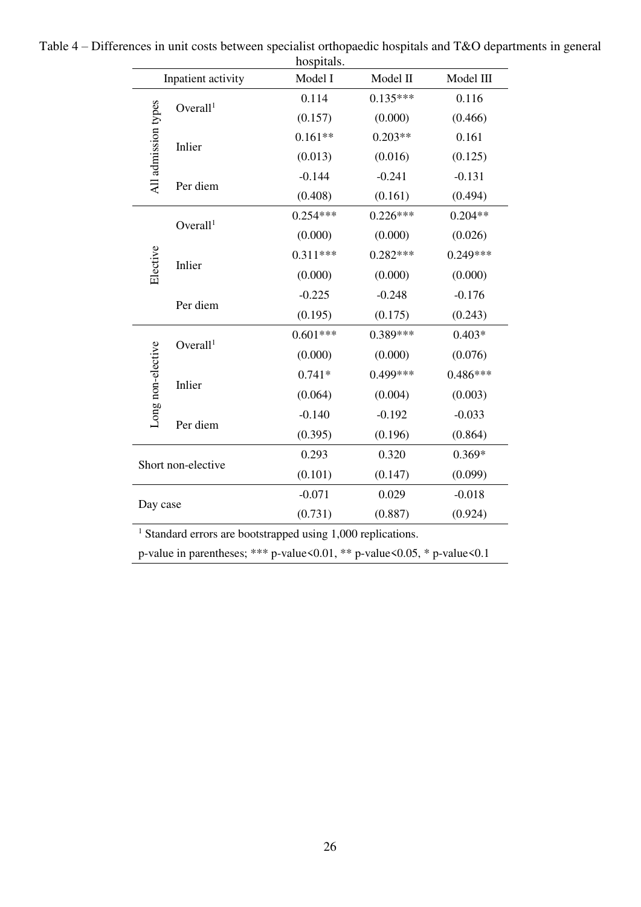Table 4 – Differences in unit costs between specialist orthopaedic hospitals and T&O departments in general hospitals.

| Inpatient activity | | Model I | Model II | Model III |
|---|---|---|---|---|
| All admission types | Overall[1] | 0.114 | 0.135*** | 0.116 |
| | | (0.157) | (0.000) | (0.466) |
| | Inlier | 0.161** | 0.203** | 0.161 |
| | | (0.013) | (0.016) | (0.125) |
| | Per diem | -0.144 | -0.241 | -0.131 |
| | | (0.408) | (0.161) | (0.494) |
| Elective | Overall[1] | 0.254*** | 0.226*** | 0.204** |
| | | (0.000) | (0.000) | (0.026) |
| | Inlier | 0.311*** | 0.282*** | 0.249*** |
| | | (0.000) | (0.000) | (0.000) |
| | Per diem | -0.225 | -0.248 | -0.176 |
| | | (0.195) | (0.175) | (0.243) |
| Long non-elective | Overall[1] | 0.601*** | 0.389*** | 0.403* |
| | | (0.000) | (0.000) | (0.076) |
| | Inlier | 0.741* | 0.499*** | 0.486*** |
| | | (0.064) | (0.004) | (0.003) |
| | Per diem | -0.140 | -0.192 | -0.033 |
| | | (0.395) | (0.196) | (0.864) |
| Short non-elective | | 0.293 | 0.320 | 0.369* |
| | | (0.101) | (0.147) | (0.099) |
| Day case | | -0.071 | 0.029 | -0.018 |
| | | (0.731) | (0.887) | (0.924) |

[1] Standard errors are bootstrapped using 1,000 replications.

p-value in parentheses; *** p-value<0.01, ** p-value<0.05, * p-value<0.1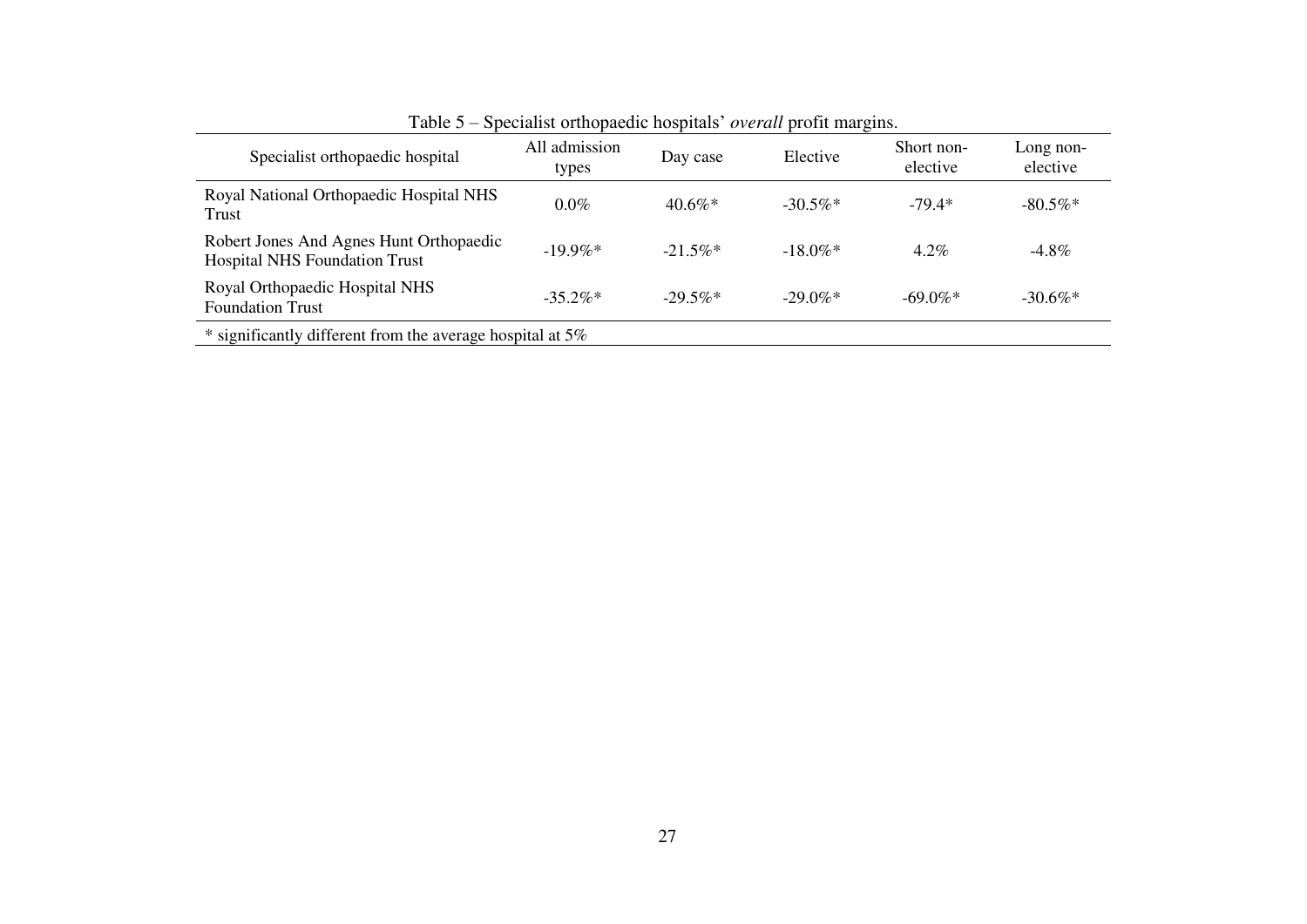Table 5 – Specialist orthopaedic hospitals' *overall* profit margins.

| Specialist orthopaedic hospital | All admission types | Day case | Elective | Short non-elective | Long non-elective |
|---|---|---|---|---|---|
| Royal National Orthopaedic Hospital NHS Trust | 0.0% | 40.6%* | -30.5%* | -79.4* | -80.5%* |
| Robert Jones And Agnes Hunt Orthopaedic Hospital NHS Foundation Trust | -19.9%* | -21.5%* | -18.0%* | 4.2% | -4.8% |
| Royal Orthopaedic Hospital NHS Foundation Trust | -35.2%* | -29.5%* | -29.0%* | -69.0%* | -30.6%* |

* significantly different from the average hospital at 5%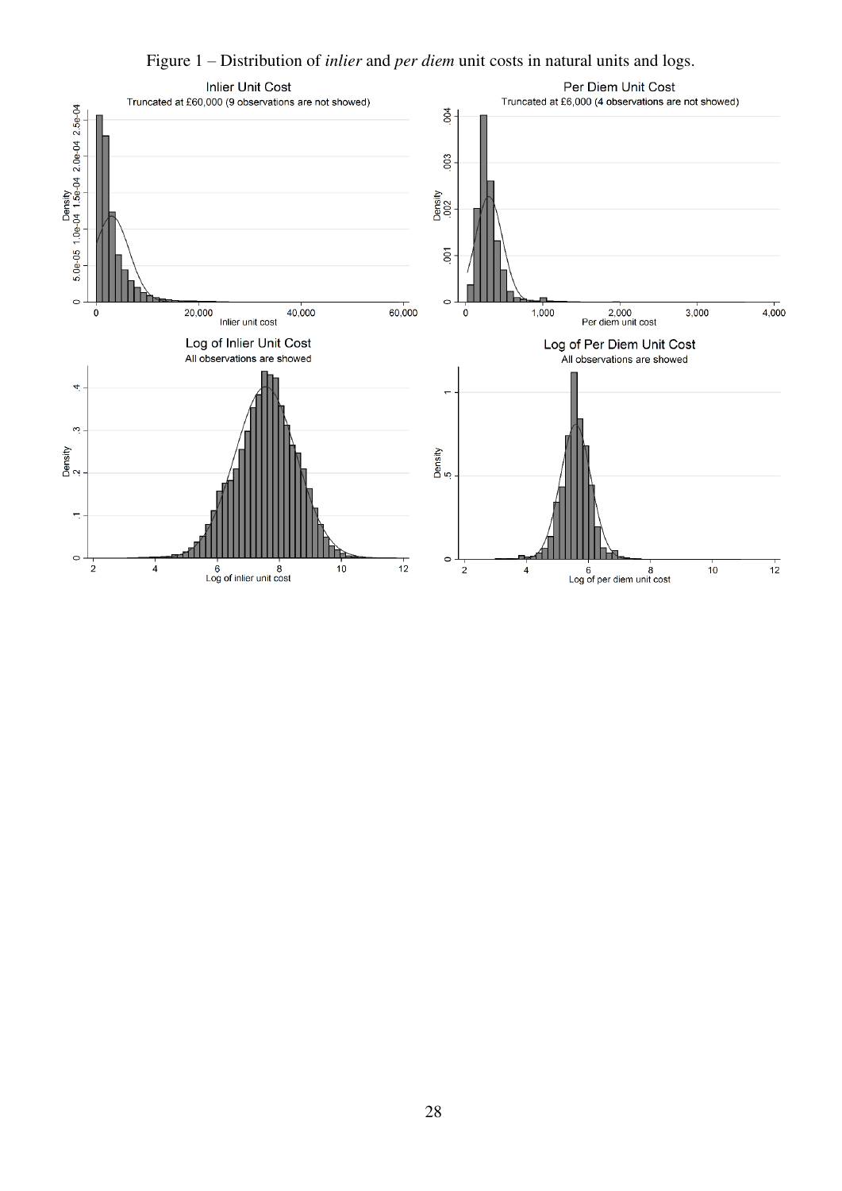Figure 1 – Distribution of *inlier* and *per diem* unit costs in natural units and logs.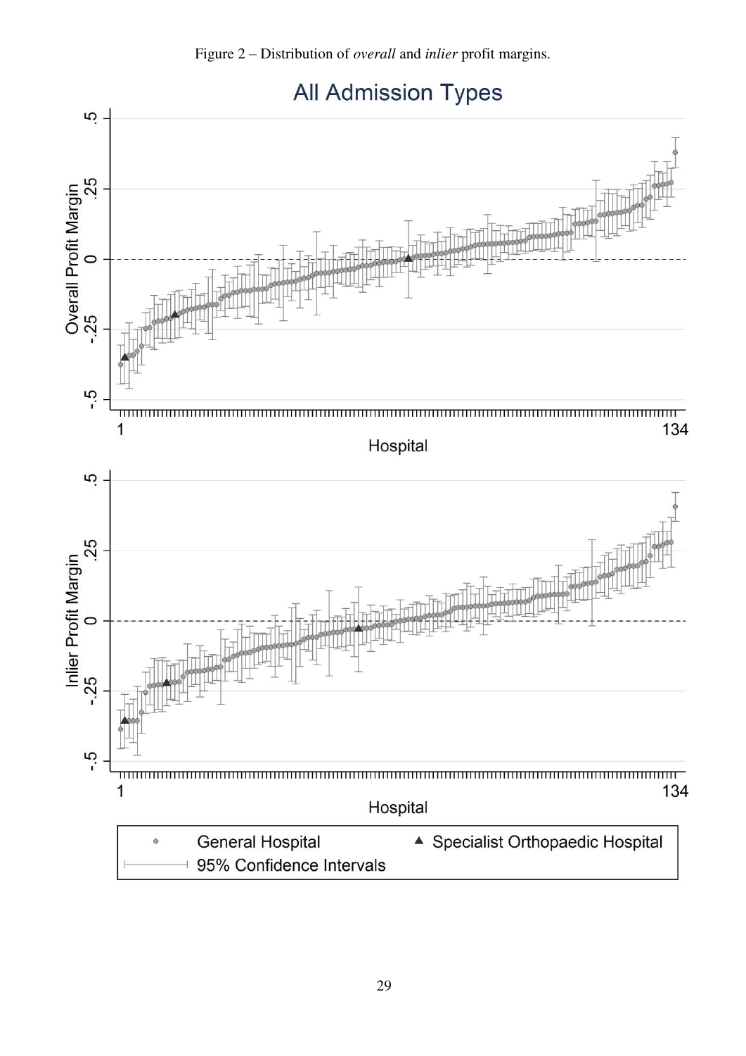Figure 2 – Distribution of *overall* and *inlier* profit margins.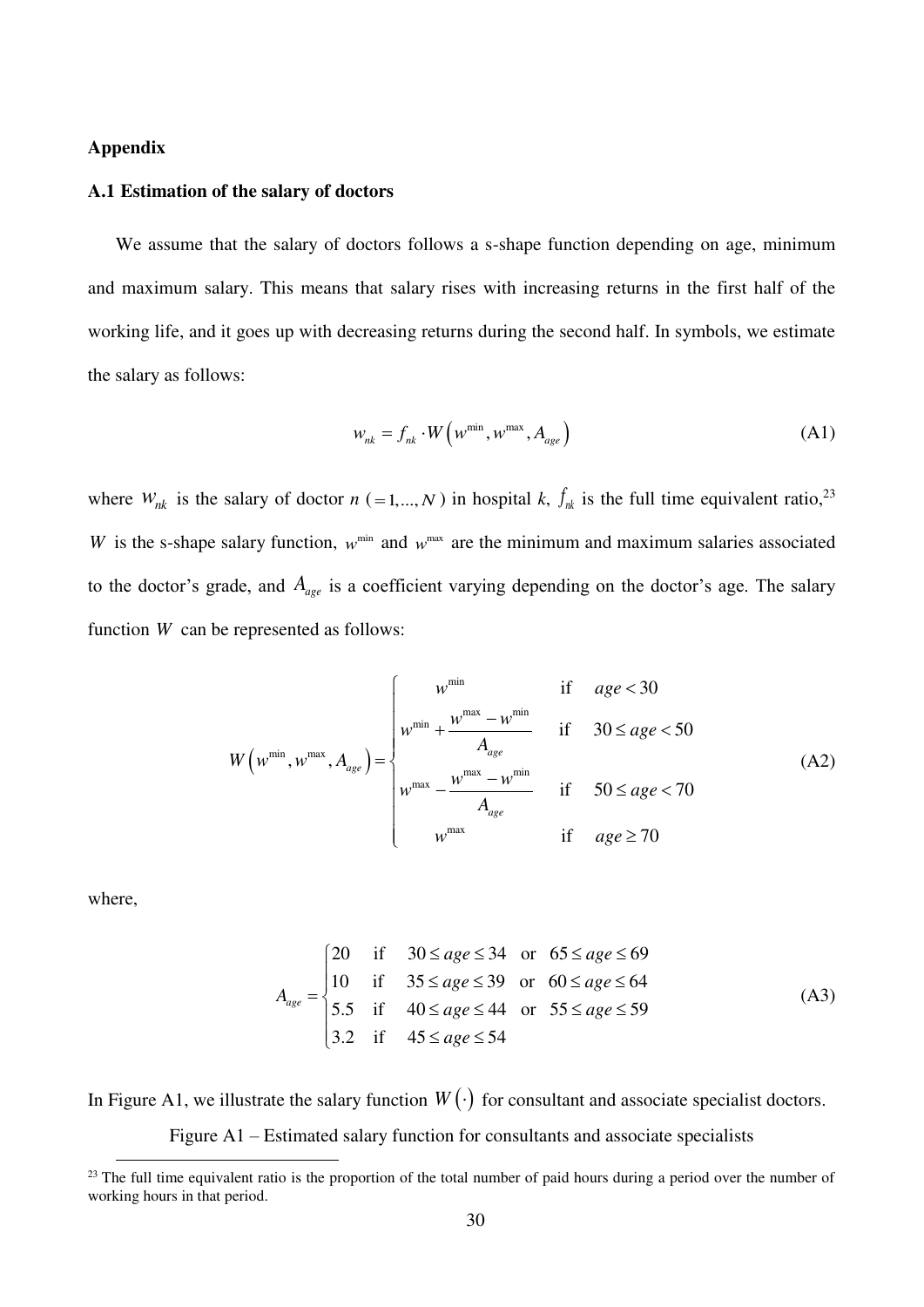## Appendix

### A.1 Estimation of the salary of doctors

We assume that the salary of doctors follows a s-shape function depending on age, minimum and maximum salary. This means that salary rises with increasing returns in the first half of the working life, and it goes up with decreasing returns during the second half. In symbols, we estimate the salary as follows:

$$w_{nk} = f_{nk} \cdot W\left(w^{\min}, w^{\max}, A_{age}\right) \tag{A1}$$

where $w_{nk}$ is the salary of doctor $n$ ($=1,...,N$) in hospital $k$, $f_{nk}$ is the full time equivalent ratio,[23] $W$ is the s-shape salary function, $w^{\min}$ and $w^{\max}$ are the minimum and maximum salaries associated to the doctor's grade, and $A_{age}$ is a coefficient varying depending on the doctor's age. The salary function $W$ can be represented as follows:

$$W\left(w^{\min}, w^{\max}, A_{age}\right) = \begin{cases} w^{\min} & \text{if} \quad age < 30 \\ w^{\min} + \dfrac{w^{\max} - w^{\min}}{A_{age}} & \text{if} \quad 30 \le age < 50 \\ w^{\max} - \dfrac{w^{\max} - w^{\min}}{A_{age}} & \text{if} \quad 50 \le age < 70 \\ w^{\max} & \text{if} \quad age \ge 70 \end{cases} \tag{A2}$$

where,

$$A_{age} = \begin{cases} 20 & \text{if} \quad 30 \le age \le 34 \quad \text{or} \quad 65 \le age \le 69 \\ 10 & \text{if} \quad 35 \le age \le 39 \quad \text{or} \quad 60 \le age \le 64 \\ 5.5 & \text{if} \quad 40 \le age \le 44 \quad \text{or} \quad 55 \le age \le 59 \\ 3.2 & \text{if} \quad 45 \le age \le 54 \end{cases} \tag{A3}$$

In Figure A1, we illustrate the salary function $W(\cdot)$ for consultant and associate specialist doctors.

Figure A1 – Estimated salary function for consultants and associate specialists

[23] The full time equivalent ratio is the proportion of the total number of paid hours during a period over the number of working hours in that period.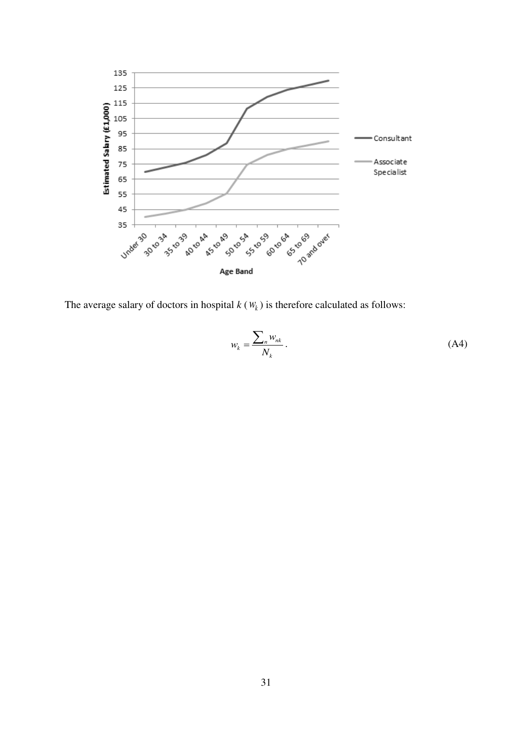The average salary of doctors in hospital $k$ ($w_k$) is therefore calculated as follows:

$$w_k = \frac{\sum_n w_{nk}}{N_k}. \tag{A4}$$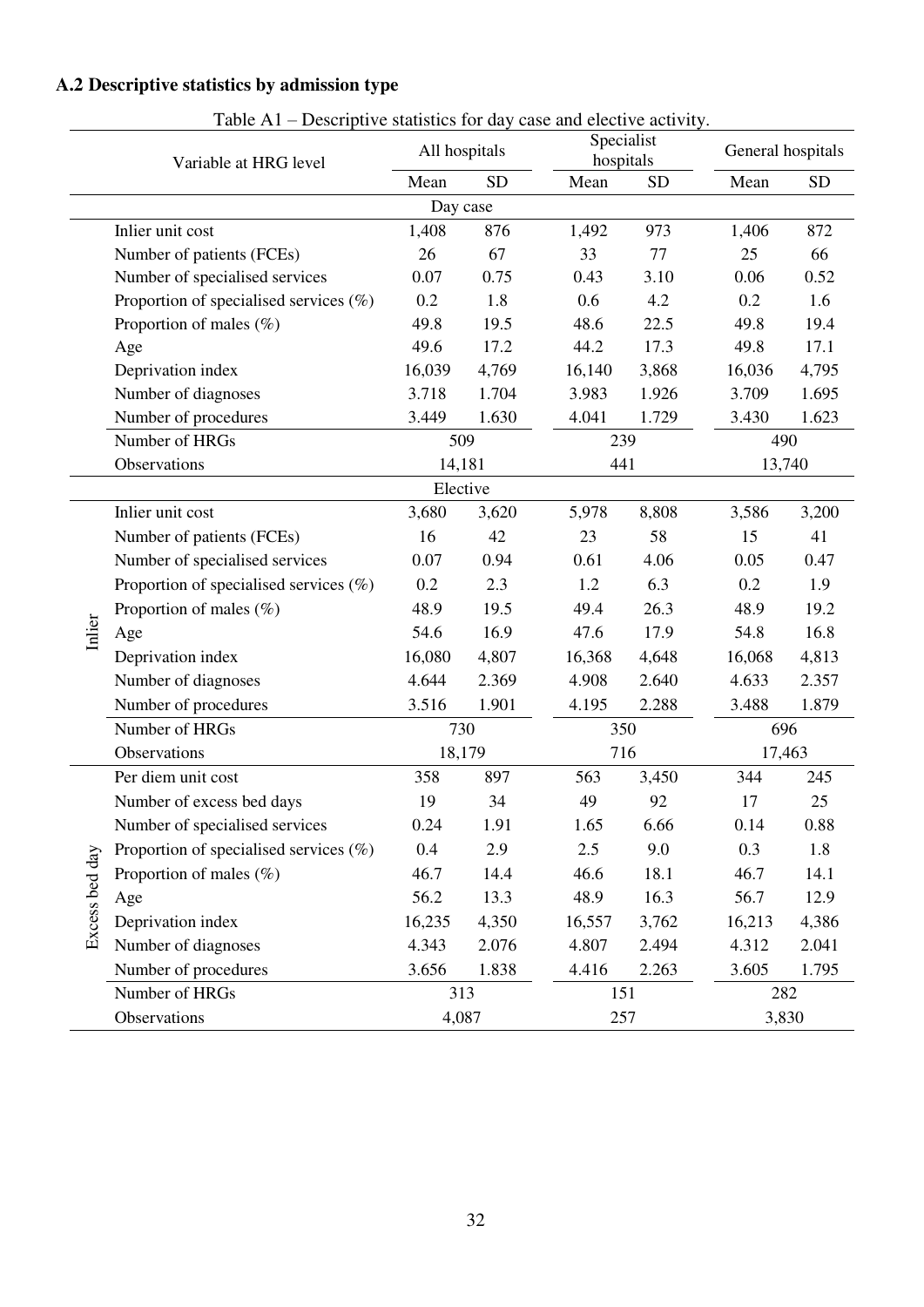## A.2 Descriptive statistics by admission type

Table A1 – Descriptive statistics for day case and elective activity.

| | Variable at HRG level | All hospitals | | Specialist hospitals | | General hospitals | |
|---|---|---|---|---|---|---|---|
| | | Mean | SD | Mean | SD | Mean | SD |
| | **Day case** | | | | | | |
| | Inlier unit cost | 1,408 | 876 | 1,492 | 973 | 1,406 | 872 |
| | Number of patients (FCEs) | 26 | 67 | 33 | 77 | 25 | 66 |
| | Number of specialised services | 0.07 | 0.75 | 0.43 | 3.10 | 0.06 | 0.52 |
| | Proportion of specialised services (%) | 0.2 | 1.8 | 0.6 | 4.2 | 0.2 | 1.6 |
| | Proportion of males (%) | 49.8 | 19.5 | 48.6 | 22.5 | 49.8 | 19.4 |
| | Age | 49.6 | 17.2 | 44.2 | 17.3 | 49.8 | 17.1 |
| | Deprivation index | 16,039 | 4,769 | 16,140 | 3,868 | 16,036 | 4,795 |
| | Number of diagnoses | 3.718 | 1.704 | 3.983 | 1.926 | 3.709 | 1.695 |
| | Number of procedures | 3.449 | 1.630 | 4.041 | 1.729 | 3.430 | 1.623 |
| | Number of HRGs | 509 | | 239 | | 490 | |
| | Observations | 14,181 | | 441 | | 13,740 | |
| | **Elective** | | | | | | |
| Inlier | Inlier unit cost | 3,680 | 3,620 | 5,978 | 8,808 | 3,586 | 3,200 |
| Inlier | Number of patients (FCEs) | 16 | 42 | 23 | 58 | 15 | 41 |
| Inlier | Number of specialised services | 0.07 | 0.94 | 0.61 | 4.06 | 0.05 | 0.47 |
| Inlier | Proportion of specialised services (%) | 0.2 | 2.3 | 1.2 | 6.3 | 0.2 | 1.9 |
| Inlier | Proportion of males (%) | 48.9 | 19.5 | 49.4 | 26.3 | 48.9 | 19.2 |
| Inlier | Age | 54.6 | 16.9 | 47.6 | 17.9 | 54.8 | 16.8 |
| Inlier | Deprivation index | 16,080 | 4,807 | 16,368 | 4,648 | 16,068 | 4,813 |
| Inlier | Number of diagnoses | 4.644 | 2.369 | 4.908 | 2.640 | 4.633 | 2.357 |
| Inlier | Number of procedures | 3.516 | 1.901 | 4.195 | 2.288 | 3.488 | 1.879 |
| Inlier | Number of HRGs | 730 | | 350 | | 696 | |
| Inlier | Observations | 18,179 | | 716 | | 17,463 | |
| Excess bed day | Per diem unit cost | 358 | 897 | 563 | 3,450 | 344 | 245 |
| Excess bed day | Number of excess bed days | 19 | 34 | 49 | 92 | 17 | 25 |
| Excess bed day | Number of specialised services | 0.24 | 1.91 | 1.65 | 6.66 | 0.14 | 0.88 |
| Excess bed day | Proportion of specialised services (%) | 0.4 | 2.9 | 2.5 | 9.0 | 0.3 | 1.8 |
| Excess bed day | Proportion of males (%) | 46.7 | 14.4 | 46.6 | 18.1 | 46.7 | 14.1 |
| Excess bed day | Age | 56.2 | 13.3 | 48.9 | 16.3 | 56.7 | 12.9 |
| Excess bed day | Deprivation index | 16,235 | 4,350 | 16,557 | 3,762 | 16,213 | 4,386 |
| Excess bed day | Number of diagnoses | 4.343 | 2.076 | 4.807 | 2.494 | 4.312 | 2.041 |
| Excess bed day | Number of procedures | 3.656 | 1.838 | 4.416 | 2.263 | 3.605 | 1.795 |
| Excess bed day | Number of HRGs | 313 | | 151 | | 282 | |
| Excess bed day | Observations | 4,087 | | 257 | | 3,830 | |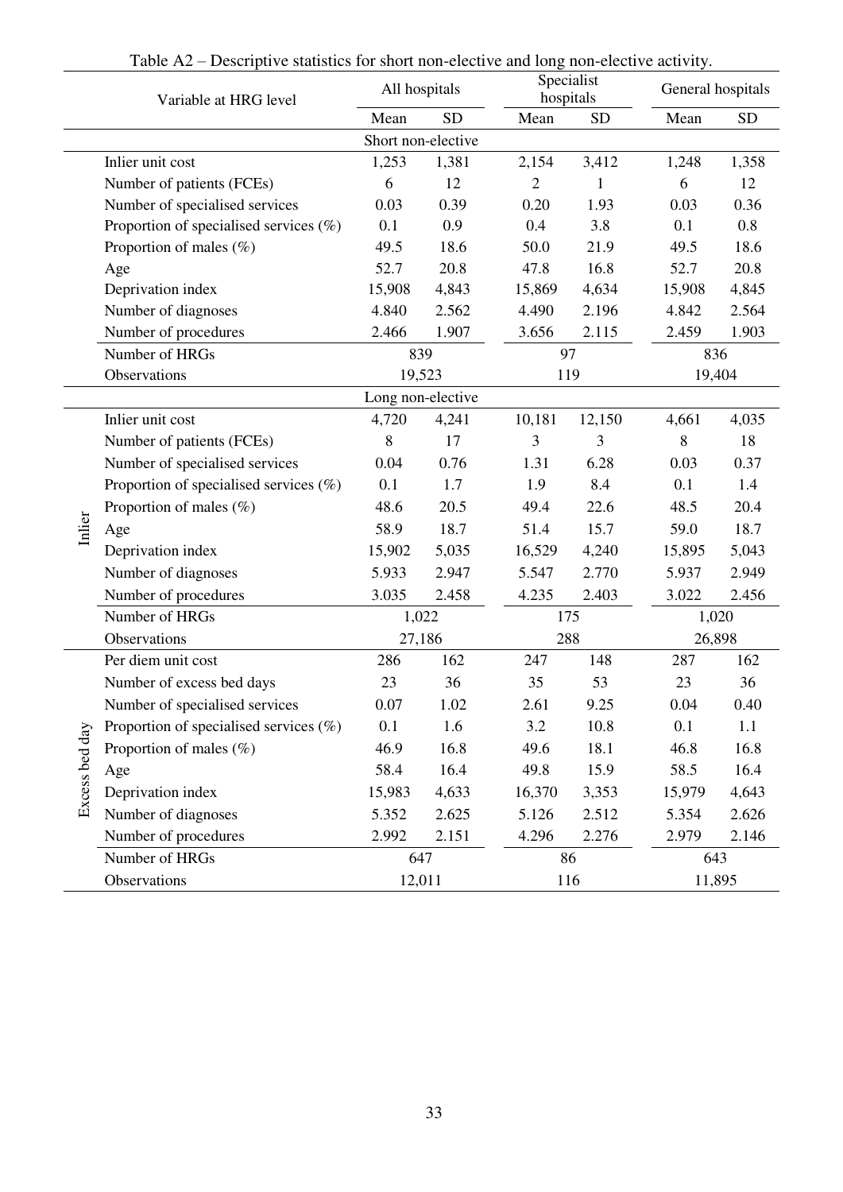Table A2 – Descriptive statistics for short non-elective and long non-elective activity.

| | Variable at HRG level | All hospitals | | Specialist hospitals | | General hospitals | |
|---|---|---|---|---|---|---|---|
| | | Mean | SD | Mean | SD | Mean | SD |
| | **Short non-elective** | | | | | | |
| | Inlier unit cost | 1,253 | 1,381 | 2,154 | 3,412 | 1,248 | 1,358 |
| | Number of patients (FCEs) | 6 | 12 | 2 | 1 | 6 | 12 |
| | Number of specialised services | 0.03 | 0.39 | 0.20 | 1.93 | 0.03 | 0.36 |
| | Proportion of specialised services (%) | 0.1 | 0.9 | 0.4 | 3.8 | 0.1 | 0.8 |
| | Proportion of males (%) | 49.5 | 18.6 | 50.0 | 21.9 | 49.5 | 18.6 |
| | Age | 52.7 | 20.8 | 47.8 | 16.8 | 52.7 | 20.8 |
| | Deprivation index | 15,908 | 4,843 | 15,869 | 4,634 | 15,908 | 4,845 |
| | Number of diagnoses | 4.840 | 2.562 | 4.490 | 2.196 | 4.842 | 2.564 |
| | Number of procedures | 2.466 | 1.907 | 3.656 | 2.115 | 2.459 | 1.903 |
| | Number of HRGs | 839 | | 97 | | 836 | |
| | Observations | 19,523 | | 119 | | 19,404 | |
| | **Long non-elective** | | | | | | |
| Inlier | Inlier unit cost | 4,720 | 4,241 | 10,181 | 12,150 | 4,661 | 4,035 |
| Inlier | Number of patients (FCEs) | 8 | 17 | 3 | 3 | 8 | 18 |
| Inlier | Number of specialised services | 0.04 | 0.76 | 1.31 | 6.28 | 0.03 | 0.37 |
| Inlier | Proportion of specialised services (%) | 0.1 | 1.7 | 1.9 | 8.4 | 0.1 | 1.4 |
| Inlier | Proportion of males (%) | 48.6 | 20.5 | 49.4 | 22.6 | 48.5 | 20.4 |
| Inlier | Age | 58.9 | 18.7 | 51.4 | 15.7 | 59.0 | 18.7 |
| Inlier | Deprivation index | 15,902 | 5,035 | 16,529 | 4,240 | 15,895 | 5,043 |
| Inlier | Number of diagnoses | 5.933 | 2.947 | 5.547 | 2.770 | 5.937 | 2.949 |
| Inlier | Number of procedures | 3.035 | 2.458 | 4.235 | 2.403 | 3.022 | 2.456 |
| Inlier | Number of HRGs | 1,022 | | 175 | | 1,020 | |
| Inlier | Observations | 27,186 | | 288 | | 26,898 | |
| Excess bed day | Per diem unit cost | 286 | 162 | 247 | 148 | 287 | 162 |
| Excess bed day | Number of excess bed days | 23 | 36 | 35 | 53 | 23 | 36 |
| Excess bed day | Number of specialised services | 0.07 | 1.02 | 2.61 | 9.25 | 0.04 | 0.40 |
| Excess bed day | Proportion of specialised services (%) | 0.1 | 1.6 | 3.2 | 10.8 | 0.1 | 1.1 |
| Excess bed day | Proportion of males (%) | 46.9 | 16.8 | 49.6 | 18.1 | 46.8 | 16.8 |
| Excess bed day | Age | 58.4 | 16.4 | 49.8 | 15.9 | 58.5 | 16.4 |
| Excess bed day | Deprivation index | 15,983 | 4,633 | 16,370 | 3,353 | 15,979 | 4,643 |
| Excess bed day | Number of diagnoses | 5.352 | 2.625 | 5.126 | 2.512 | 5.354 | 2.626 |
| Excess bed day | Number of procedures | 2.992 | 2.151 | 4.296 | 2.276 | 2.979 | 2.146 |
| Excess bed day | Number of HRGs | 647 | | 86 | | 643 | |
| Excess bed day | Observations | 12,011 | | 116 | | 11,895 | |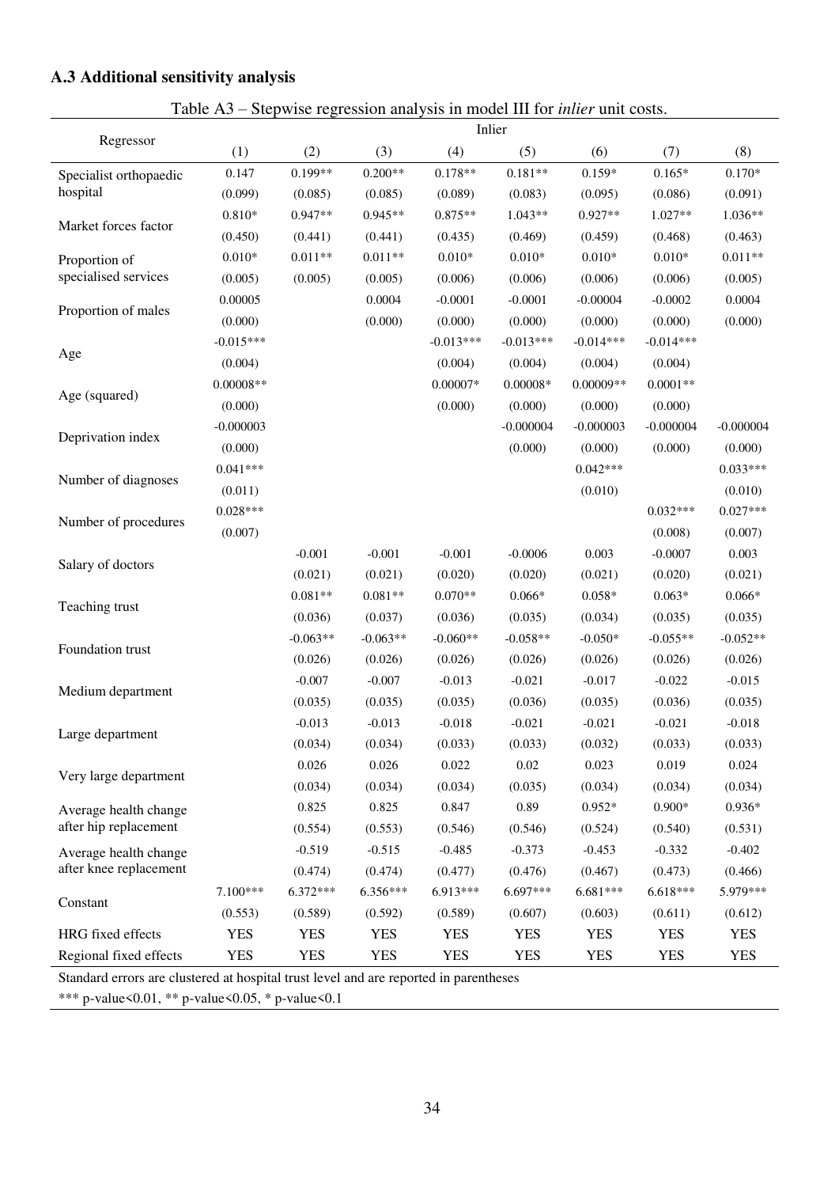### A.3 Additional sensitivity analysis

Table A3 – Stepwise regression analysis in model III for *inlier* unit costs.

| Regressor | Inlier | | | | | | | |
|---|---|---|---|---|---|---|---|---|
| | (1) | (2) | (3) | (4) | (5) | (6) | (7) | (8) |
| Specialist orthopaedic hospital | 0.147 | 0.199** | 0.200** | 0.178** | 0.181** | 0.159* | 0.165* | 0.170* |
| | (0.099) | (0.085) | (0.085) | (0.089) | (0.083) | (0.095) | (0.086) | (0.091) |
| Market forces factor | 0.810* | 0.947** | 0.945** | 0.875** | 1.043** | 0.927** | 1.027** | 1.036** |
| | (0.450) | (0.441) | (0.441) | (0.435) | (0.469) | (0.459) | (0.468) | (0.463) |
| Proportion of specialised services | 0.010* | 0.011** | 0.011** | 0.010* | 0.010* | 0.010* | 0.010* | 0.011** |
| | (0.005) | (0.005) | (0.005) | (0.006) | (0.006) | (0.006) | (0.006) | (0.005) |
| Proportion of males | 0.00005 | | 0.0004 | -0.0001 | -0.0001 | -0.00004 | -0.0002 | 0.0004 |
| | (0.000) | | (0.000) | (0.000) | (0.000) | (0.000) | (0.000) | (0.000) |
| Age | -0.015*** | | | -0.013*** | -0.013*** | -0.014*** | -0.014*** | |
| | (0.004) | | | (0.004) | (0.004) | (0.004) | (0.004) | |
| Age (squared) | 0.00008** | | | 0.00007* | 0.00008* | 0.00009** | 0.0001** | |
| | (0.000) | | | (0.000) | (0.000) | (0.000) | (0.000) | |
| Deprivation index | -0.000003 | | | | -0.000004 | -0.000003 | -0.000004 | -0.000004 |
| | (0.000) | | | | (0.000) | (0.000) | (0.000) | (0.000) |
| Number of diagnoses | 0.041*** | | | | | 0.042*** | | 0.033*** |
| | (0.011) | | | | | (0.010) | | (0.010) |
| Number of procedures | 0.028*** | | | | | | 0.032*** | 0.027*** |
| | (0.007) | | | | | | (0.008) | (0.007) |
| Salary of doctors | | -0.001 | -0.001 | -0.001 | -0.0006 | 0.003 | -0.0007 | 0.003 |
| | | (0.021) | (0.021) | (0.020) | (0.020) | (0.021) | (0.020) | (0.021) |
| Teaching trust | | 0.081** | 0.081** | 0.070** | 0.066* | 0.058* | 0.063* | 0.066* |
| | | (0.036) | (0.037) | (0.036) | (0.035) | (0.034) | (0.035) | (0.035) |
| Foundation trust | | -0.063** | -0.063** | -0.060** | -0.058** | -0.050* | -0.055** | -0.052** |
| | | (0.026) | (0.026) | (0.026) | (0.026) | (0.026) | (0.026) | (0.026) |
| Medium department | | -0.007 | -0.007 | -0.013 | -0.021 | -0.017 | -0.022 | -0.015 |
| | | (0.035) | (0.035) | (0.035) | (0.036) | (0.035) | (0.036) | (0.035) |
| Large department | | -0.013 | -0.013 | -0.018 | -0.021 | -0.021 | -0.021 | -0.018 |
| | | (0.034) | (0.034) | (0.033) | (0.033) | (0.032) | (0.033) | (0.033) |
| Very large department | | 0.026 | 0.026 | 0.022 | 0.02 | 0.023 | 0.019 | 0.024 |
| | | (0.034) | (0.034) | (0.034) | (0.035) | (0.034) | (0.034) | (0.034) |
| Average health change after hip replacement | | 0.825 | 0.825 | 0.847 | 0.89 | 0.952* | 0.900* | 0.936* |
| | | (0.554) | (0.553) | (0.546) | (0.546) | (0.524) | (0.540) | (0.531) |
| Average health change after knee replacement | | -0.519 | -0.515 | -0.485 | -0.373 | -0.453 | -0.332 | -0.402 |
| | | (0.474) | (0.474) | (0.477) | (0.476) | (0.467) | (0.473) | (0.466) |
| Constant | 7.100*** | 6.372*** | 6.356*** | 6.913*** | 6.697*** | 6.681*** | 6.618*** | 5.979*** |
| | (0.553) | (0.589) | (0.592) | (0.589) | (0.607) | (0.603) | (0.611) | (0.612) |
| HRG fixed effects | YES | YES | YES | YES | YES | YES | YES | YES |
| Regional fixed effects | YES | YES | YES | YES | YES | YES | YES | YES |

Standard errors are clustered at hospital trust level and are reported in parentheses

*** p-value<0.01, ** p-value<0.05, * p-value<0.1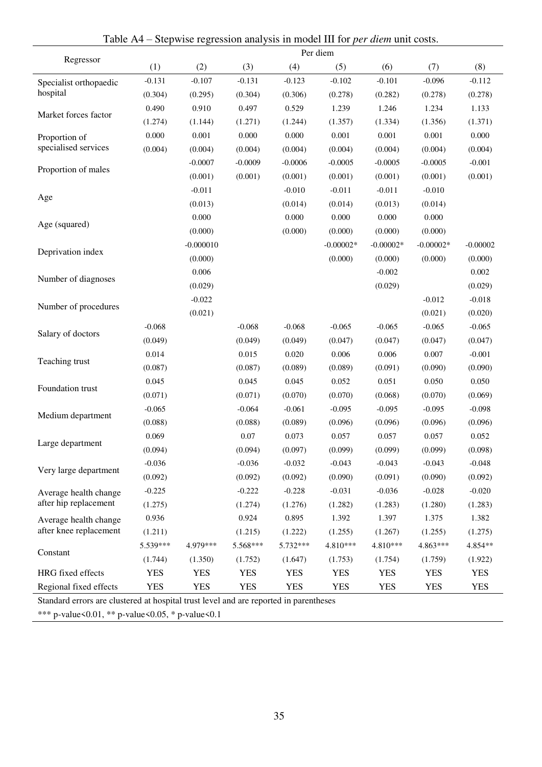Table A4 – Stepwise regression analysis in model III for *per diem* unit costs.

| Regressor | Per diem | | | | | | | |
|---|---|---|---|---|---|---|---|---|
| | (1) | (2) | (3) | (4) | (5) | (6) | (7) | (8) |
| Specialist orthopaedic hospital | -0.131 | -0.107 | -0.131 | -0.123 | -0.102 | -0.101 | -0.096 | -0.112 |
| | (0.304) | (0.295) | (0.304) | (0.306) | (0.278) | (0.282) | (0.278) | (0.278) |
| Market forces factor | 0.490 | 0.910 | 0.497 | 0.529 | 1.239 | 1.246 | 1.234 | 1.133 |
| | (1.274) | (1.144) | (1.271) | (1.244) | (1.357) | (1.334) | (1.356) | (1.371) |
| Proportion of specialised services | 0.000 | 0.001 | 0.000 | 0.000 | 0.001 | 0.001 | 0.001 | 0.000 |
| | (0.004) | (0.004) | (0.004) | (0.004) | (0.004) | (0.004) | (0.004) | (0.004) |
| Proportion of males | | -0.0007 | -0.0009 | -0.0006 | -0.0005 | -0.0005 | -0.0005 | -0.001 |
| | | (0.001) | (0.001) | (0.001) | (0.001) | (0.001) | (0.001) | (0.001) |
| Age | | -0.011 | | -0.010 | -0.011 | -0.011 | -0.010 | |
| | | (0.013) | | (0.014) | (0.014) | (0.013) | (0.014) | |
| Age (squared) | | 0.000 | | 0.000 | 0.000 | 0.000 | 0.000 | |
| | | (0.000) | | (0.000) | (0.000) | (0.000) | (0.000) | |
| Deprivation index | | -0.000010 | | | -0.00002* | -0.00002* | -0.00002* | -0.00002 |
| | | (0.000) | | | (0.000) | (0.000) | (0.000) | (0.000) |
| Number of diagnoses | | 0.006 | | | | -0.002 | | 0.002 |
| | | (0.029) | | | | (0.029) | | (0.029) |
| Number of procedures | | -0.022 | | | | | -0.012 | -0.018 |
| | | (0.021) | | | | | (0.021) | (0.020) |
| Salary of doctors | -0.068 | | -0.068 | -0.068 | -0.065 | -0.065 | -0.065 | -0.065 |
| | (0.049) | | (0.049) | (0.049) | (0.047) | (0.047) | (0.047) | (0.047) |
| Teaching trust | 0.014 | | 0.015 | 0.020 | 0.006 | 0.006 | 0.007 | -0.001 |
| | (0.087) | | (0.087) | (0.089) | (0.089) | (0.091) | (0.090) | (0.090) |
| Foundation trust | 0.045 | | 0.045 | 0.045 | 0.052 | 0.051 | 0.050 | 0.050 |
| | (0.071) | | (0.071) | (0.070) | (0.070) | (0.068) | (0.070) | (0.069) |
| Medium department | -0.065 | | -0.064 | -0.061 | -0.095 | -0.095 | -0.095 | -0.098 |
| | (0.088) | | (0.088) | (0.089) | (0.096) | (0.096) | (0.096) | (0.096) |
| Large department | 0.069 | | 0.07 | 0.073 | 0.057 | 0.057 | 0.057 | 0.052 |
| | (0.094) | | (0.094) | (0.097) | (0.099) | (0.099) | (0.099) | (0.098) |
| Very large department | -0.036 | | -0.036 | -0.032 | -0.043 | -0.043 | -0.043 | -0.048 |
| | (0.092) | | (0.092) | (0.092) | (0.090) | (0.091) | (0.090) | (0.092) |
| Average health change after hip replacement | -0.225 | | -0.222 | -0.228 | -0.031 | -0.036 | -0.028 | -0.020 |
| | (1.275) | | (1.274) | (1.276) | (1.282) | (1.283) | (1.280) | (1.283) |
| Average health change after knee replacement | 0.936 | | 0.924 | 0.895 | 1.392 | 1.397 | 1.375 | 1.382 |
| | (1.211) | | (1.215) | (1.222) | (1.255) | (1.267) | (1.255) | (1.275) |
| Constant | 5.539*** | 4.979*** | 5.568*** | 5.732*** | 4.810*** | 4.810*** | 4.863*** | 4.854** |
| | (1.744) | (1.350) | (1.752) | (1.647) | (1.753) | (1.754) | (1.759) | (1.922) |
| HRG fixed effects | YES | YES | YES | YES | YES | YES | YES | YES |
| Regional fixed effects | YES | YES | YES | YES | YES | YES | YES | YES |

Standard errors are clustered at hospital trust level and are reported in parentheses

*** p-value<0.01, ** p-value<0.05, * p-value<0.1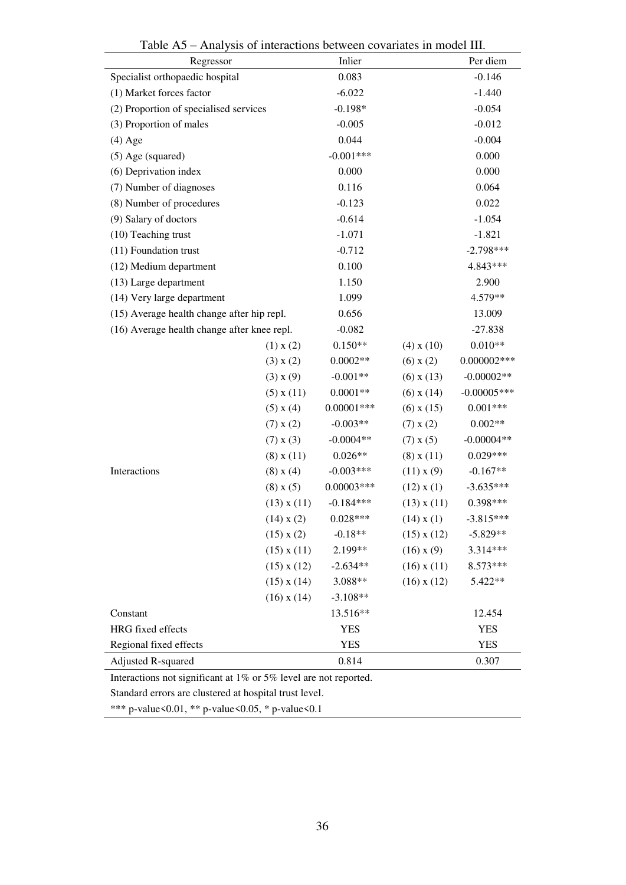Table A5 – Analysis of interactions between covariates in model III.

| Regressor | | Inlier | | Per diem |
|---|---|---|---|---|
| Specialist orthopaedic hospital | | 0.083 | | -0.146 |
| (1) Market forces factor | | -6.022 | | -1.440 |
| (2) Proportion of specialised services | | -0.198* | | -0.054 |
| (3) Proportion of males | | -0.005 | | -0.012 |
| (4) Age | | 0.044 | | -0.004 |
| (5) Age (squared) | | -0.001*** | | 0.000 |
| (6) Deprivation index | | 0.000 | | 0.000 |
| (7) Number of diagnoses | | 0.116 | | 0.064 |
| (8) Number of procedures | | -0.123 | | 0.022 |
| (9) Salary of doctors | | -0.614 | | -1.054 |
| (10) Teaching trust | | -1.071 | | -1.821 |
| (11) Foundation trust | | -0.712 | | -2.798*** |
| (12) Medium department | | 0.100 | | 4.843*** |
| (13) Large department | | 1.150 | | 2.900 |
| (14) Very large department | | 1.099 | | 4.579** |
| (15) Average health change after hip repl. | | 0.656 | | 13.009 |
| (16) Average health change after knee repl. | | -0.082 | | -27.838 |
| Interactions | (1) x (2) | 0.150** | (4) x (10) | 0.010** |
| | (3) x (2) | 0.0002** | (6) x (2) | 0.000002*** |
| | (3) x (9) | -0.001** | (6) x (13) | -0.00002** |
| | (5) x (11) | 0.0001** | (6) x (14) | -0.00005*** |
| | (5) x (4) | 0.00001*** | (6) x (15) | 0.001*** |
| | (7) x (2) | -0.003** | (7) x (2) | 0.002** |
| | (7) x (3) | -0.0004** | (7) x (5) | -0.00004** |
| | (8) x (11) | 0.026** | (8) x (11) | 0.029*** |
| | (8) x (4) | -0.003*** | (11) x (9) | -0.167** |
| | (8) x (5) | 0.00003*** | (12) x (1) | -3.635*** |
| | (13) x (11) | -0.184*** | (13) x (11) | 0.398*** |
| | (14) x (2) | 0.028*** | (14) x (1) | -3.815*** |
| | (15) x (2) | -0.18** | (15) x (12) | -5.829** |
| | (15) x (11) | 2.199** | (16) x (9) | 3.314*** |
| | (15) x (12) | -2.634** | (16) x (11) | 8.573*** |
| | (15) x (14) | 3.088** | (16) x (12) | 5.422** |
| | (16) x (14) | -3.108** | | |
| Constant | | 13.516** | | 12.454 |
| HRG fixed effects | | YES | | YES |
| Regional fixed effects | | YES | | YES |
| Adjusted R-squared | | 0.814 | | 0.307 |

Interactions not significant at 1% or 5% level are not reported.

Standard errors are clustered at hospital trust level.

*** p-value<0.01, ** p-value<0.05, * p-value<0.1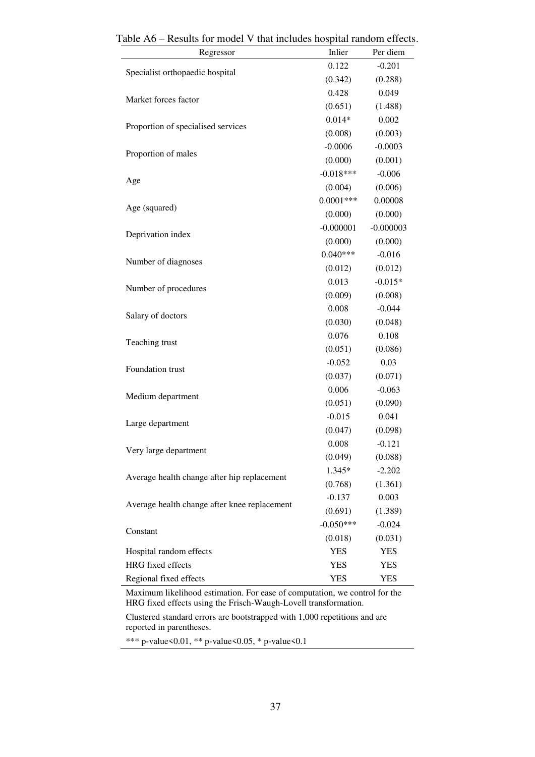Table A6 – Results for model V that includes hospital random effects.

| Regressor | Inlier | Per diem |
|---|---|---|
| Specialist orthopaedic hospital | 0.122 | -0.201 |
| | (0.342) | (0.288) |
| Market forces factor | 0.428 | 0.049 |
| | (0.651) | (1.488) |
| Proportion of specialised services | 0.014* | 0.002 |
| | (0.008) | (0.003) |
| Proportion of males | -0.0006 | -0.0003 |
| | (0.000) | (0.001) |
| Age | -0.018*** | -0.006 |
| | (0.004) | (0.006) |
| Age (squared) | 0.0001*** | 0.00008 |
| | (0.000) | (0.000) |
| Deprivation index | -0.000001 | -0.000003 |
| | (0.000) | (0.000) |
| Number of diagnoses | 0.040*** | -0.016 |
| | (0.012) | (0.012) |
| Number of procedures | 0.013 | -0.015* |
| | (0.009) | (0.008) |
| Salary of doctors | 0.008 | -0.044 |
| | (0.030) | (0.048) |
| Teaching trust | 0.076 | 0.108 |
| | (0.051) | (0.086) |
| Foundation trust | -0.052 | 0.03 |
| | (0.037) | (0.071) |
| Medium department | 0.006 | -0.063 |
| | (0.051) | (0.090) |
| Large department | -0.015 | 0.041 |
| | (0.047) | (0.098) |
| Very large department | 0.008 | -0.121 |
| | (0.049) | (0.088) |
| Average health change after hip replacement | 1.345* | -2.202 |
| | (0.768) | (1.361) |
| Average health change after knee replacement | -0.137 | 0.003 |
| | (0.691) | (1.389) |
| Constant | -0.050*** | -0.024 |
| | (0.018) | (0.031) |
| Hospital random effects | YES | YES |
| HRG fixed effects | YES | YES |
| Regional fixed effects | YES | YES |

Maximum likelihood estimation. For ease of computation, we control for the HRG fixed effects using the Frisch-Waugh-Lovell transformation.

Clustered standard errors are bootstrapped with 1,000 repetitions and are reported in parentheses.

*** p-value<0.01, ** p-value<0.05, * p-value<0.1